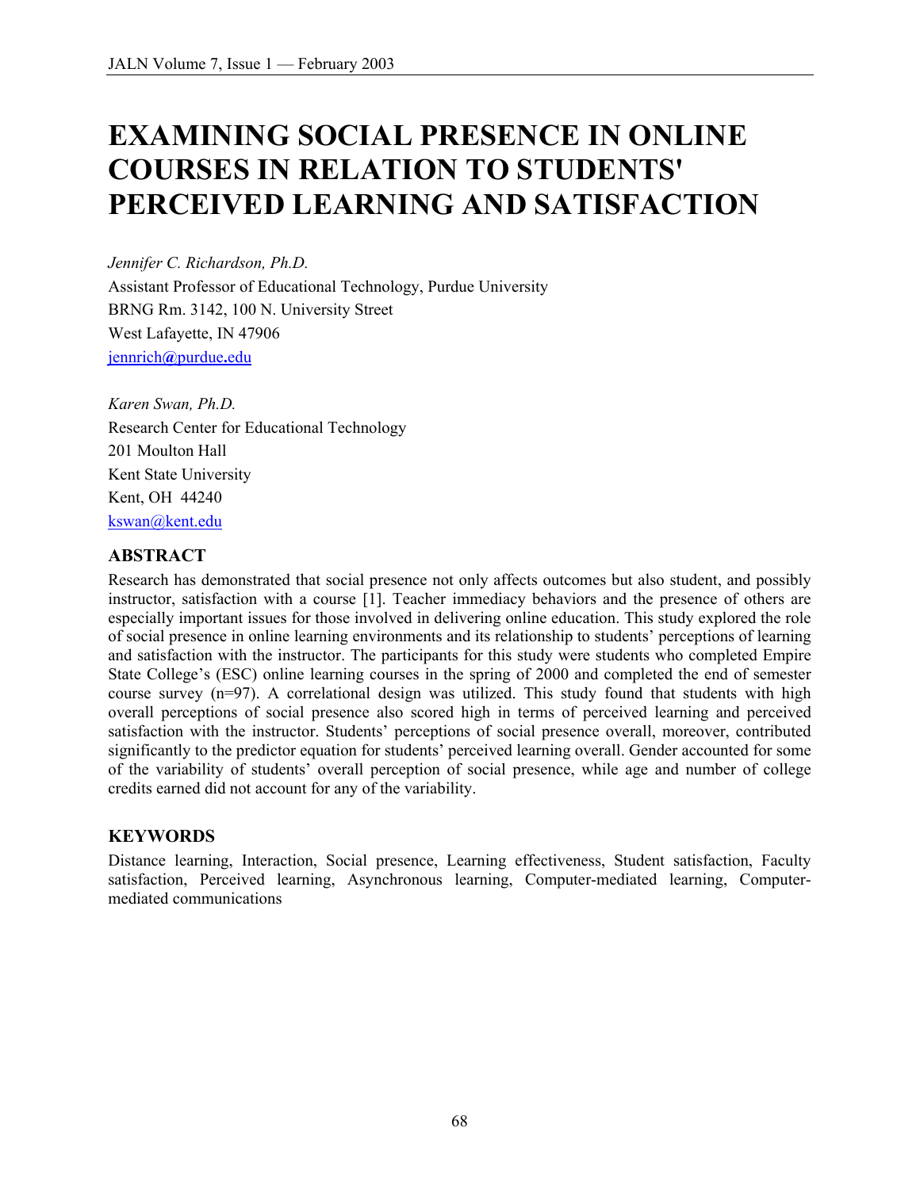# EXAMINING SOCIAL PRESENCE IN ONLINE COURSES IN RELATION TO STUDENTS' PERCEIVED LEARNING AND SATISFACTION

*Jennifer C. Richardson, Ph.D.*
Assistant Professor of Educational Technology, Purdue University
BRNG Rm. 3142, 100 N. University Street
West Lafayette, IN 47906
jennrich@purdue.edu

*Karen Swan, Ph.D.*
Research Center for Educational Technology
201 Moulton Hall
Kent State University
Kent, OH 44240
kswan@kent.edu

## ABSTRACT

Research has demonstrated that social presence not only affects outcomes but also student, and possibly instructor, satisfaction with a course [1]. Teacher immediacy behaviors and the presence of others are especially important issues for those involved in delivering online education. This study explored the role of social presence in online learning environments and its relationship to students' perceptions of learning and satisfaction with the instructor. The participants for this study were students who completed Empire State College's (ESC) online learning courses in the spring of 2000 and completed the end of semester course survey (n=97). A correlational design was utilized. This study found that students with high overall perceptions of social presence also scored high in terms of perceived learning and perceived satisfaction with the instructor. Students' perceptions of social presence overall, moreover, contributed significantly to the predictor equation for students' perceived learning overall. Gender accounted for some of the variability of students' overall perception of social presence, while age and number of college credits earned did not account for any of the variability.

## KEYWORDS

Distance learning, Interaction, Social presence, Learning effectiveness, Student satisfaction, Faculty satisfaction, Perceived learning, Asynchronous learning, Computer-mediated learning, Computer-mediated communications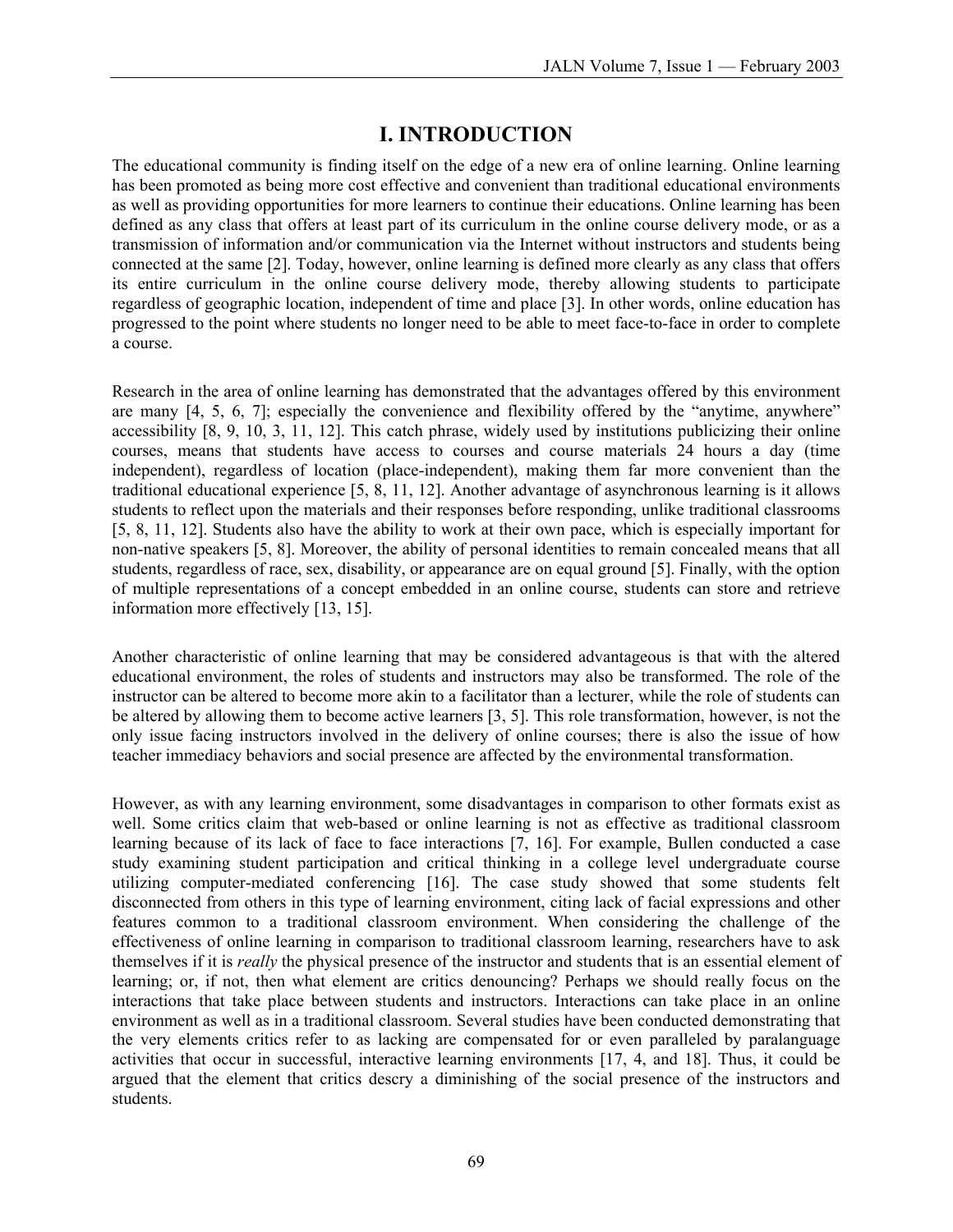# I. INTRODUCTION

The educational community is finding itself on the edge of a new era of online learning. Online learning has been promoted as being more cost effective and convenient than traditional educational environments as well as providing opportunities for more learners to continue their educations. Online learning has been defined as any class that offers at least part of its curriculum in the online course delivery mode, or as a transmission of information and/or communication via the Internet without instructors and students being connected at the same [2]. Today, however, online learning is defined more clearly as any class that offers its entire curriculum in the online course delivery mode, thereby allowing students to participate regardless of geographic location, independent of time and place [3]. In other words, online education has progressed to the point where students no longer need to be able to meet face-to-face in order to complete a course.

Research in the area of online learning has demonstrated that the advantages offered by this environment are many [4, 5, 6, 7]; especially the convenience and flexibility offered by the "anytime, anywhere" accessibility [8, 9, 10, 3, 11, 12]. This catch phrase, widely used by institutions publicizing their online courses, means that students have access to courses and course materials 24 hours a day (time independent), regardless of location (place-independent), making them far more convenient than the traditional educational experience [5, 8, 11, 12]. Another advantage of asynchronous learning is it allows students to reflect upon the materials and their responses before responding, unlike traditional classrooms [5, 8, 11, 12]. Students also have the ability to work at their own pace, which is especially important for non-native speakers [5, 8]. Moreover, the ability of personal identities to remain concealed means that all students, regardless of race, sex, disability, or appearance are on equal ground [5]. Finally, with the option of multiple representations of a concept embedded in an online course, students can store and retrieve information more effectively [13, 15].

Another characteristic of online learning that may be considered advantageous is that with the altered educational environment, the roles of students and instructors may also be transformed. The role of the instructor can be altered to become more akin to a facilitator than a lecturer, while the role of students can be altered by allowing them to become active learners [3, 5]. This role transformation, however, is not the only issue facing instructors involved in the delivery of online courses; there is also the issue of how teacher immediacy behaviors and social presence are affected by the environmental transformation.

However, as with any learning environment, some disadvantages in comparison to other formats exist as well. Some critics claim that web-based or online learning is not as effective as traditional classroom learning because of its lack of face to face interactions [7, 16]. For example, Bullen conducted a case study examining student participation and critical thinking in a college level undergraduate course utilizing computer-mediated conferencing [16]. The case study showed that some students felt disconnected from others in this type of learning environment, citing lack of facial expressions and other features common to a traditional classroom environment. When considering the challenge of the effectiveness of online learning in comparison to traditional classroom learning, researchers have to ask themselves if it is *really* the physical presence of the instructor and students that is an essential element of learning; or, if not, then what element are critics denouncing? Perhaps we should really focus on the interactions that take place between students and instructors. Interactions can take place in an online environment as well as in a traditional classroom. Several studies have been conducted demonstrating that the very elements critics refer to as lacking are compensated for or even paralleled by paralanguage activities that occur in successful, interactive learning environments [17, 4, and 18]. Thus, it could be argued that the element that critics descry a diminishing of the social presence of the instructors and students.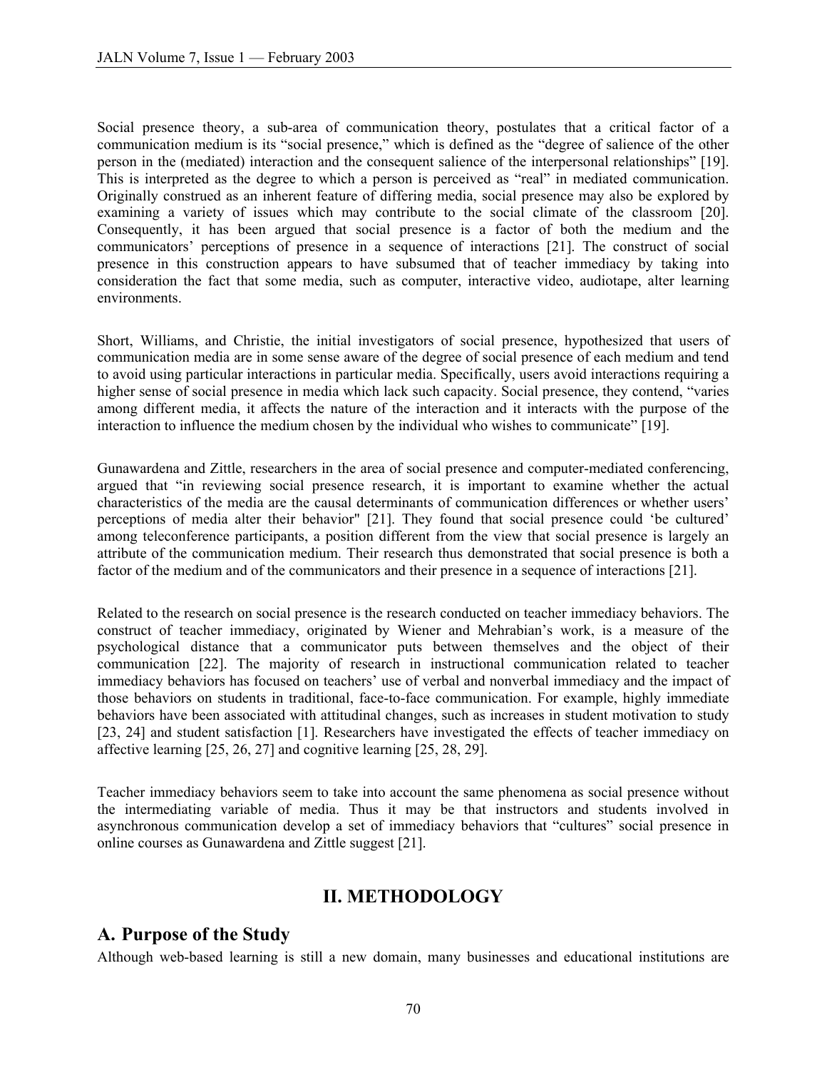Social presence theory, a sub-area of communication theory, postulates that a critical factor of a communication medium is its "social presence," which is defined as the "degree of salience of the other person in the (mediated) interaction and the consequent salience of the interpersonal relationships" [19]. This is interpreted as the degree to which a person is perceived as "real" in mediated communication. Originally construed as an inherent feature of differing media, social presence may also be explored by examining a variety of issues which may contribute to the social climate of the classroom [20]. Consequently, it has been argued that social presence is a factor of both the medium and the communicators' perceptions of presence in a sequence of interactions [21]. The construct of social presence in this construction appears to have subsumed that of teacher immediacy by taking into consideration the fact that some media, such as computer, interactive video, audiotape, alter learning environments.

Short, Williams, and Christie, the initial investigators of social presence, hypothesized that users of communication media are in some sense aware of the degree of social presence of each medium and tend to avoid using particular interactions in particular media. Specifically, users avoid interactions requiring a higher sense of social presence in media which lack such capacity. Social presence, they contend, "varies among different media, it affects the nature of the interaction and it interacts with the purpose of the interaction to influence the medium chosen by the individual who wishes to communicate" [19].

Gunawardena and Zittle, researchers in the area of social presence and computer-mediated conferencing, argued that "in reviewing social presence research, it is important to examine whether the actual characteristics of the media are the causal determinants of communication differences or whether users' perceptions of media alter their behavior" [21]. They found that social presence could 'be cultured' among teleconference participants, a position different from the view that social presence is largely an attribute of the communication medium. Their research thus demonstrated that social presence is both a factor of the medium and of the communicators and their presence in a sequence of interactions [21].

Related to the research on social presence is the research conducted on teacher immediacy behaviors. The construct of teacher immediacy, originated by Wiener and Mehrabian's work, is a measure of the psychological distance that a communicator puts between themselves and the object of their communication [22]. The majority of research in instructional communication related to teacher immediacy behaviors has focused on teachers' use of verbal and nonverbal immediacy and the impact of those behaviors on students in traditional, face-to-face communication. For example, highly immediate behaviors have been associated with attitudinal changes, such as increases in student motivation to study [23, 24] and student satisfaction [1]. Researchers have investigated the effects of teacher immediacy on affective learning [25, 26, 27] and cognitive learning [25, 28, 29].

Teacher immediacy behaviors seem to take into account the same phenomena as social presence without the intermediating variable of media. Thus it may be that instructors and students involved in asynchronous communication develop a set of immediacy behaviors that "cultures" social presence in online courses as Gunawardena and Zittle suggest [21].

# II. METHODOLOGY

## A. Purpose of the Study

Although web-based learning is still a new domain, many businesses and educational institutions are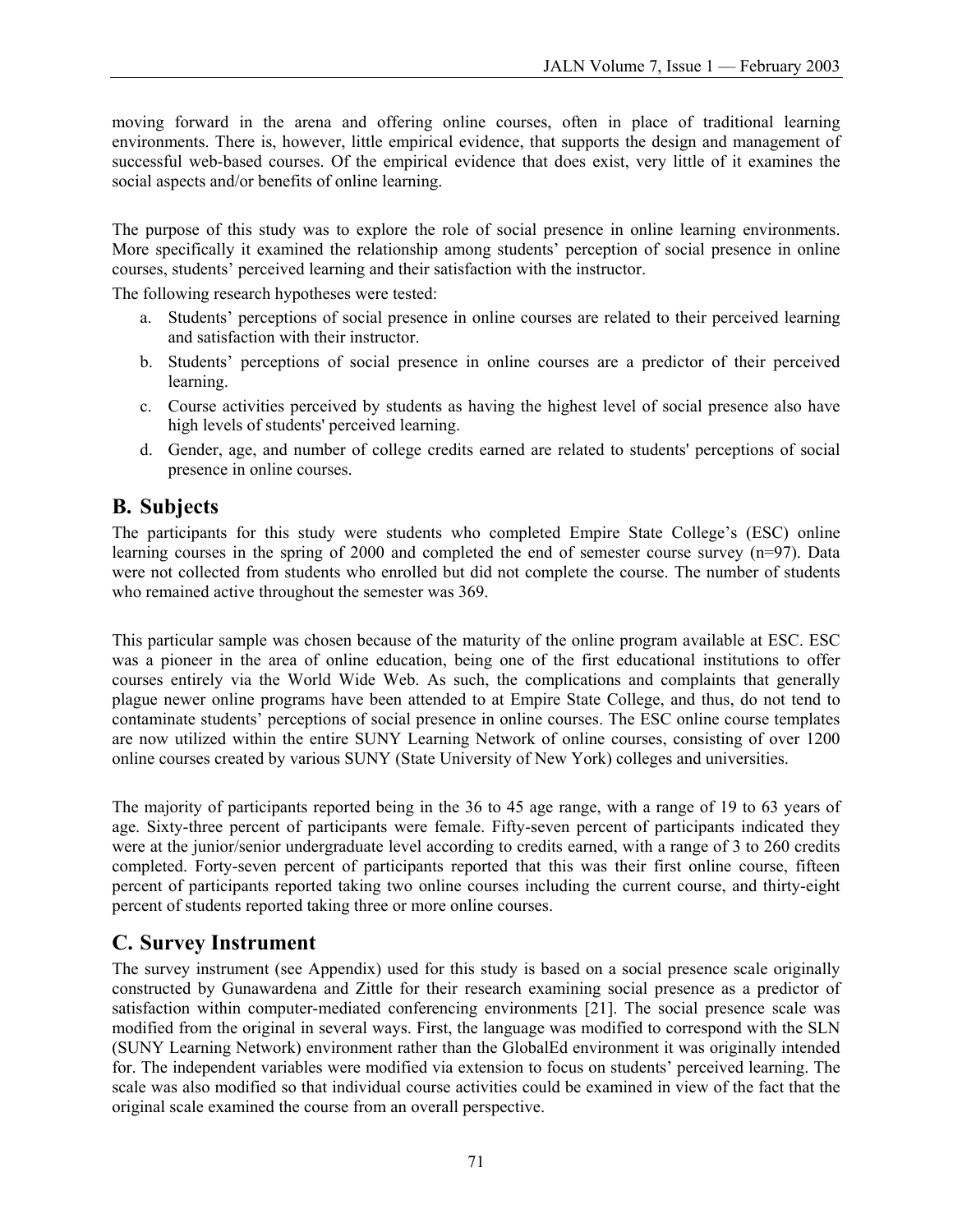moving forward in the arena and offering online courses, often in place of traditional learning environments. There is, however, little empirical evidence, that supports the design and management of successful web-based courses. Of the empirical evidence that does exist, very little of it examines the social aspects and/or benefits of online learning.

The purpose of this study was to explore the role of social presence in online learning environments. More specifically it examined the relationship among students' perception of social presence in online courses, students' perceived learning and their satisfaction with the instructor.

The following research hypotheses were tested:

a. Students' perceptions of social presence in online courses are related to their perceived learning and satisfaction with their instructor.
b. Students' perceptions of social presence in online courses are a predictor of their perceived learning.
c. Course activities perceived by students as having the highest level of social presence also have high levels of students' perceived learning.
d. Gender, age, and number of college credits earned are related to students' perceptions of social presence in online courses.

## B. Subjects

The participants for this study were students who completed Empire State College's (ESC) online learning courses in the spring of 2000 and completed the end of semester course survey (n=97). Data were not collected from students who enrolled but did not complete the course. The number of students who remained active throughout the semester was 369.

This particular sample was chosen because of the maturity of the online program available at ESC. ESC was a pioneer in the area of online education, being one of the first educational institutions to offer courses entirely via the World Wide Web. As such, the complications and complaints that generally plague newer online programs have been attended to at Empire State College, and thus, do not tend to contaminate students' perceptions of social presence in online courses. The ESC online course templates are now utilized within the entire SUNY Learning Network of online courses, consisting of over 1200 online courses created by various SUNY (State University of New York) colleges and universities.

The majority of participants reported being in the 36 to 45 age range, with a range of 19 to 63 years of age. Sixty-three percent of participants were female. Fifty-seven percent of participants indicated they were at the junior/senior undergraduate level according to credits earned, with a range of 3 to 260 credits completed. Forty-seven percent of participants reported that this was their first online course, fifteen percent of participants reported taking two online courses including the current course, and thirty-eight percent of students reported taking three or more online courses.

## C. Survey Instrument

The survey instrument (see Appendix) used for this study is based on a social presence scale originally constructed by Gunawardena and Zittle for their research examining social presence as a predictor of satisfaction within computer-mediated conferencing environments [21]. The social presence scale was modified from the original in several ways. First, the language was modified to correspond with the SLN (SUNY Learning Network) environment rather than the GlobalEd environment it was originally intended for. The independent variables were modified via extension to focus on students' perceived learning. The scale was also modified so that individual course activities could be examined in view of the fact that the original scale examined the course from an overall perspective.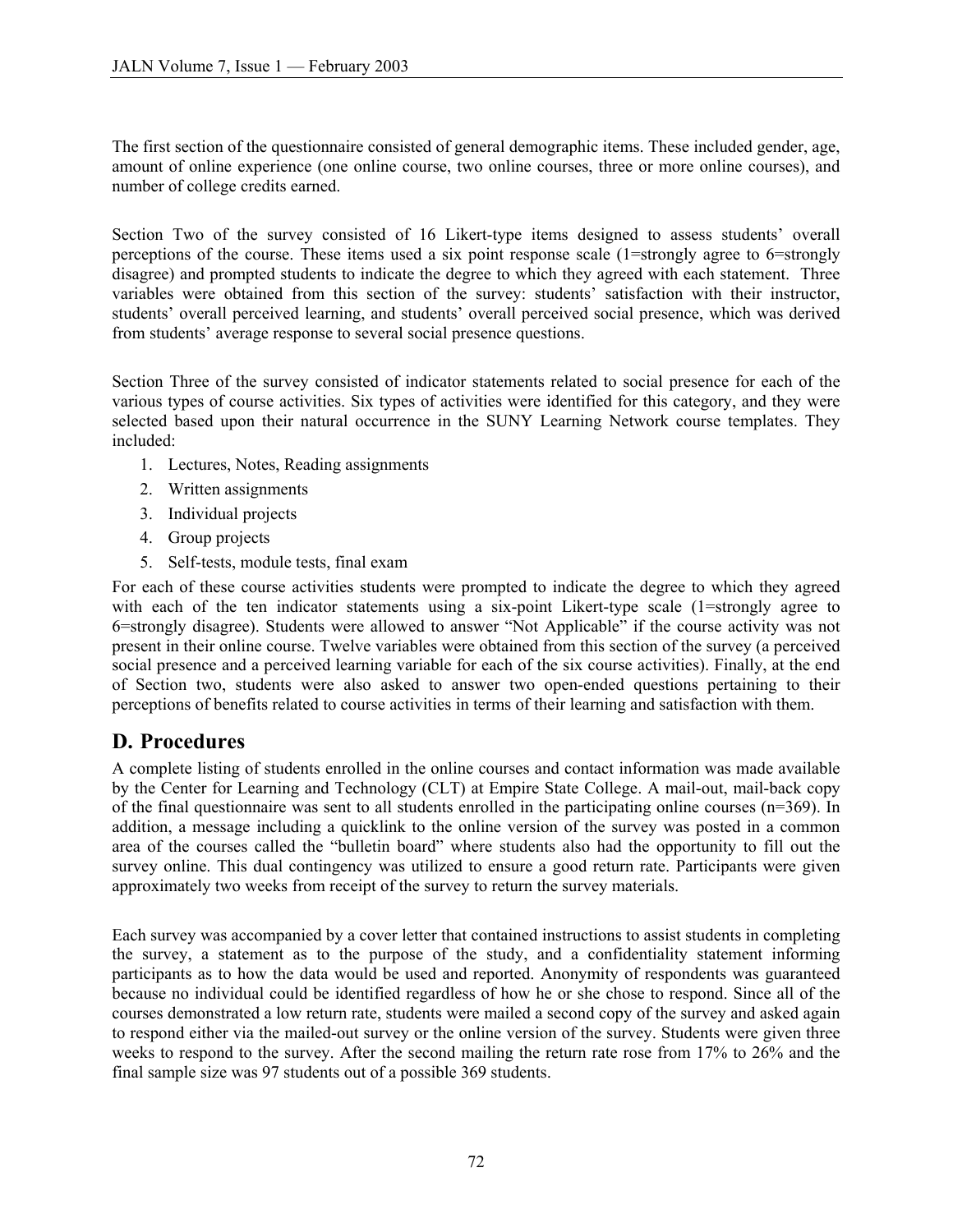The first section of the questionnaire consisted of general demographic items. These included gender, age, amount of online experience (one online course, two online courses, three or more online courses), and number of college credits earned.

Section Two of the survey consisted of 16 Likert-type items designed to assess students' overall perceptions of the course. These items used a six point response scale (1=strongly agree to 6=strongly disagree) and prompted students to indicate the degree to which they agreed with each statement. Three variables were obtained from this section of the survey: students' satisfaction with their instructor, students' overall perceived learning, and students' overall perceived social presence, which was derived from students' average response to several social presence questions.

Section Three of the survey consisted of indicator statements related to social presence for each of the various types of course activities. Six types of activities were identified for this category, and they were selected based upon their natural occurrence in the SUNY Learning Network course templates. They included:

1. Lectures, Notes, Reading assignments
2. Written assignments
3. Individual projects
4. Group projects
5. Self-tests, module tests, final exam

For each of these course activities students were prompted to indicate the degree to which they agreed with each of the ten indicator statements using a six-point Likert-type scale (1=strongly agree to 6=strongly disagree). Students were allowed to answer "Not Applicable" if the course activity was not present in their online course. Twelve variables were obtained from this section of the survey (a perceived social presence and a perceived learning variable for each of the six course activities). Finally, at the end of Section two, students were also asked to answer two open-ended questions pertaining to their perceptions of benefits related to course activities in terms of their learning and satisfaction with them.

## D. Procedures

A complete listing of students enrolled in the online courses and contact information was made available by the Center for Learning and Technology (CLT) at Empire State College. A mail-out, mail-back copy of the final questionnaire was sent to all students enrolled in the participating online courses (n=369). In addition, a message including a quicklink to the online version of the survey was posted in a common area of the courses called the "bulletin board" where students also had the opportunity to fill out the survey online. This dual contingency was utilized to ensure a good return rate. Participants were given approximately two weeks from receipt of the survey to return the survey materials.

Each survey was accompanied by a cover letter that contained instructions to assist students in completing the survey, a statement as to the purpose of the study, and a confidentiality statement informing participants as to how the data would be used and reported. Anonymity of respondents was guaranteed because no individual could be identified regardless of how he or she chose to respond. Since all of the courses demonstrated a low return rate, students were mailed a second copy of the survey and asked again to respond either via the mailed-out survey or the online version of the survey. Students were given three weeks to respond to the survey. After the second mailing the return rate rose from 17% to 26% and the final sample size was 97 students out of a possible 369 students.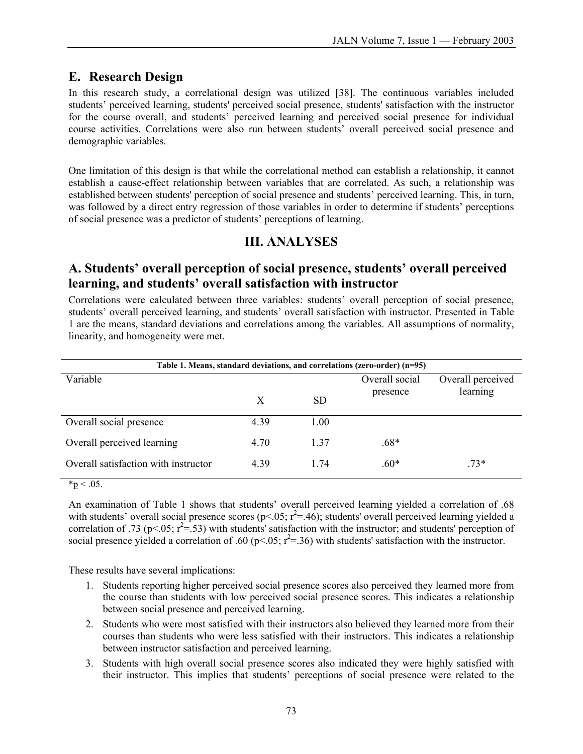## E. Research Design

In this research study, a correlational design was utilized [38]. The continuous variables included students' perceived learning, students' perceived social presence, students' satisfaction with the instructor for the course overall, and students' perceived learning and perceived social presence for individual course activities. Correlations were also run between students' overall perceived social presence and demographic variables.

One limitation of this design is that while the correlational method can establish a relationship, it cannot establish a cause-effect relationship between variables that are correlated. As such, a relationship was established between students' perception of social presence and students' perceived learning. This, in turn, was followed by a direct entry regression of those variables in order to determine if students' perceptions of social presence was a predictor of students' perceptions of learning.

# III. ANALYSES

## A. Students' overall perception of social presence, students' overall perceived learning, and students' overall satisfaction with instructor

Correlations were calculated between three variables: students' overall perception of social presence, students' overall perceived learning, and students' overall satisfaction with instructor. Presented in Table 1 are the means, standard deviations and correlations among the variables. All assumptions of normality, linearity, and homogeneity were met.

**Table 1. Means, standard deviations, and correlations (zero-order) (n=95)**

| Variable | X | SD | Overall social presence | Overall perceived learning |
|---|---|---|---|---|
| Overall social presence | 4.39 | 1.00 | | |
| Overall perceived learning | 4.70 | 1.37 | .68* | |
| Overall satisfaction with instructor | 4.39 | 1.74 | .60* | .73* |

*$p < .05$.

An examination of Table 1 shows that students' overall perceived learning yielded a correlation of .68 with students' overall social presence scores ($p<.05$; $r^2=.46$); students' overall perceived learning yielded a correlation of .73 ($p<.05$; $r^2=.53$) with students' satisfaction with the instructor; and students' perception of social presence yielded a correlation of .60 ($p<.05$; $r^2=.36$) with students' satisfaction with the instructor.

These results have several implications:

1. Students reporting higher perceived social presence scores also perceived they learned more from the course than students with low perceived social presence scores. This indicates a relationship between social presence and perceived learning.
2. Students who were most satisfied with their instructors also believed they learned more from their courses than students who were less satisfied with their instructors. This indicates a relationship between instructor satisfaction and perceived learning.
3. Students with high overall social presence scores also indicated they were highly satisfied with their instructor. This implies that students' perceptions of social presence were related to the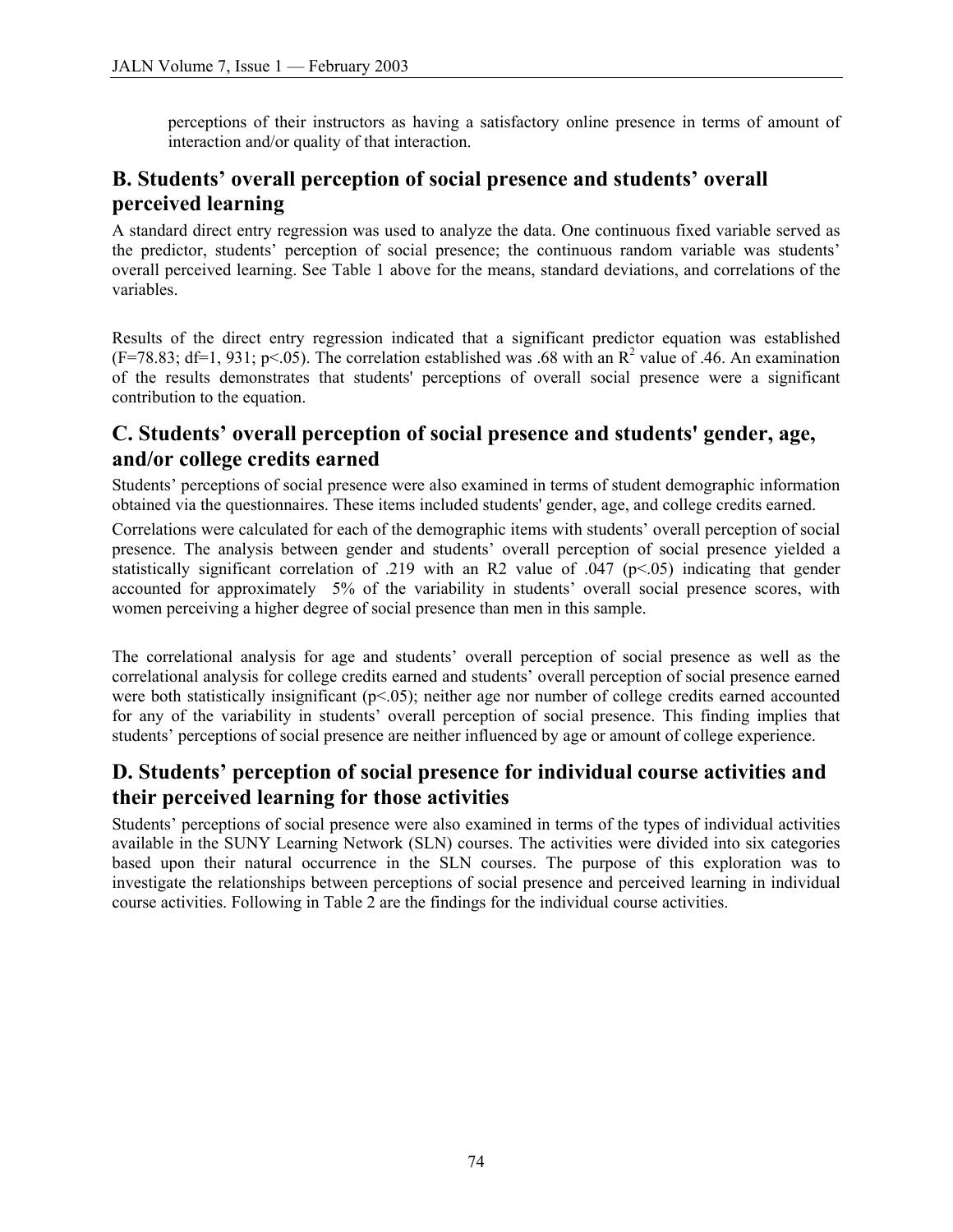perceptions of their instructors as having a satisfactory online presence in terms of amount of interaction and/or quality of that interaction.

## B. Students' overall perception of social presence and students' overall perceived learning

A standard direct entry regression was used to analyze the data. One continuous fixed variable served as the predictor, students' perception of social presence; the continuous random variable was students' overall perceived learning. See Table 1 above for the means, standard deviations, and correlations of the variables.

Results of the direct entry regression indicated that a significant predictor equation was established ($F=78.83$; $df=1, 931$; $p<.05$). The correlation established was .68 with an $R^2$ value of .46. An examination of the results demonstrates that students' perceptions of overall social presence were a significant contribution to the equation.

## C. Students' overall perception of social presence and students' gender, age, and/or college credits earned

Students' perceptions of social presence were also examined in terms of student demographic information obtained via the questionnaires. These items included students' gender, age, and college credits earned.

Correlations were calculated for each of the demographic items with students' overall perception of social presence. The analysis between gender and students' overall perception of social presence yielded a statistically significant correlation of .219 with an R2 value of .047 ($p<.05$) indicating that gender accounted for approximately 5% of the variability in students' overall social presence scores, with women perceiving a higher degree of social presence than men in this sample.

The correlational analysis for age and students' overall perception of social presence as well as the correlational analysis for college credits earned and students' overall perception of social presence earned were both statistically insignificant ($p<.05$); neither age nor number of college credits earned accounted for any of the variability in students' overall perception of social presence. This finding implies that students' perceptions of social presence are neither influenced by age or amount of college experience.

## D. Students' perception of social presence for individual course activities and their perceived learning for those activities

Students' perceptions of social presence were also examined in terms of the types of individual activities available in the SUNY Learning Network (SLN) courses. The activities were divided into six categories based upon their natural occurrence in the SLN courses. The purpose of this exploration was to investigate the relationships between perceptions of social presence and perceived learning in individual course activities. Following in Table 2 are the findings for the individual course activities.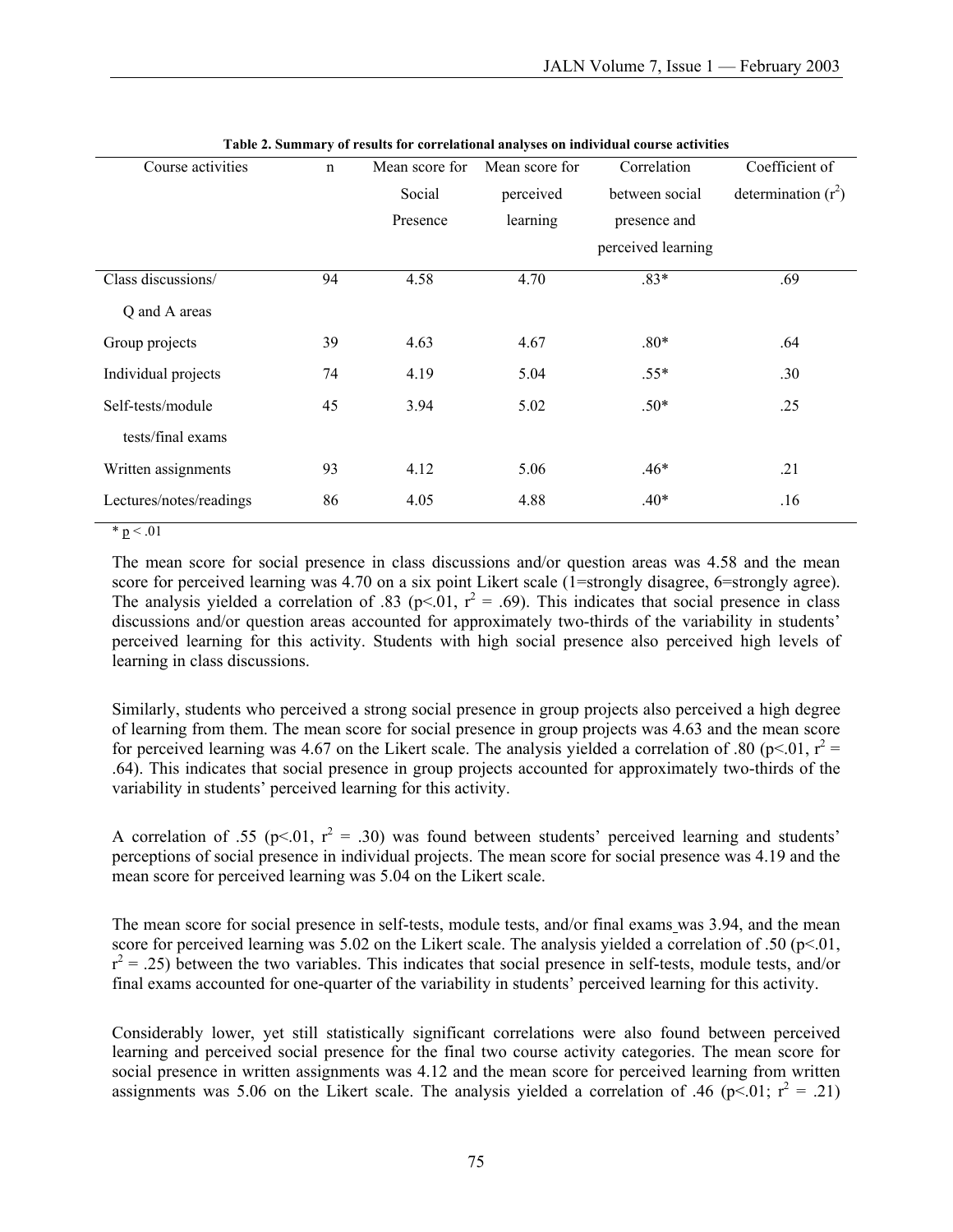**Table 2. Summary of results for correlational analyses on individual course activities**

| Course activities | n | Mean score for Social Presence | Mean score for perceived learning | Correlation between social presence and perceived learning | Coefficient of determination ($r^2$) |
|---|---|---|---|---|---|
| Class discussions/ Q and A areas | 94 | 4.58 | 4.70 | .83* | .69 |
| Group projects | 39 | 4.63 | 4.67 | .80* | .64 |
| Individual projects | 74 | 4.19 | 5.04 | .55* | .30 |
| Self-tests/module tests/final exams | 45 | 3.94 | 5.02 | .50* | .25 |
| Written assignments | 93 | 4.12 | 5.06 | .46* | .21 |
| Lectures/notes/readings | 86 | 4.05 | 4.88 | .40* | .16 |

* $p < .01$

The mean score for social presence in class discussions and/or question areas was 4.58 and the mean score for perceived learning was 4.70 on a six point Likert scale (1=strongly disagree, 6=strongly agree). The analysis yielded a correlation of .83 ($p<.01$, $r^2 = .69$). This indicates that social presence in class discussions and/or question areas accounted for approximately two-thirds of the variability in students' perceived learning for this activity. Students with high social presence also perceived high levels of learning in class discussions.

Similarly, students who perceived a strong social presence in group projects also perceived a high degree of learning from them. The mean score for social presence in group projects was 4.63 and the mean score for perceived learning was 4.67 on the Likert scale. The analysis yielded a correlation of .80 ($p<.01$, $r^2 = .64$). This indicates that social presence in group projects accounted for approximately two-thirds of the variability in students' perceived learning for this activity.

A correlation of .55 ($p<.01$, $r^2 = .30$) was found between students' perceived learning and students' perceptions of social presence in individual projects. The mean score for social presence was 4.19 and the mean score for perceived learning was 5.04 on the Likert scale.

The mean score for social presence in self-tests, module tests, and/or final exams was 3.94, and the mean score for perceived learning was 5.02 on the Likert scale. The analysis yielded a correlation of .50 ($p<.01$, $r^2 = .25$) between the two variables. This indicates that social presence in self-tests, module tests, and/or final exams accounted for one-quarter of the variability in students' perceived learning for this activity.

Considerably lower, yet still statistically significant correlations were also found between perceived learning and perceived social presence for the final two course activity categories. The mean score for social presence in written assignments was 4.12 and the mean score for perceived learning from written assignments was 5.06 on the Likert scale. The analysis yielded a correlation of .46 ($p<.01$; $r^2 = .21$)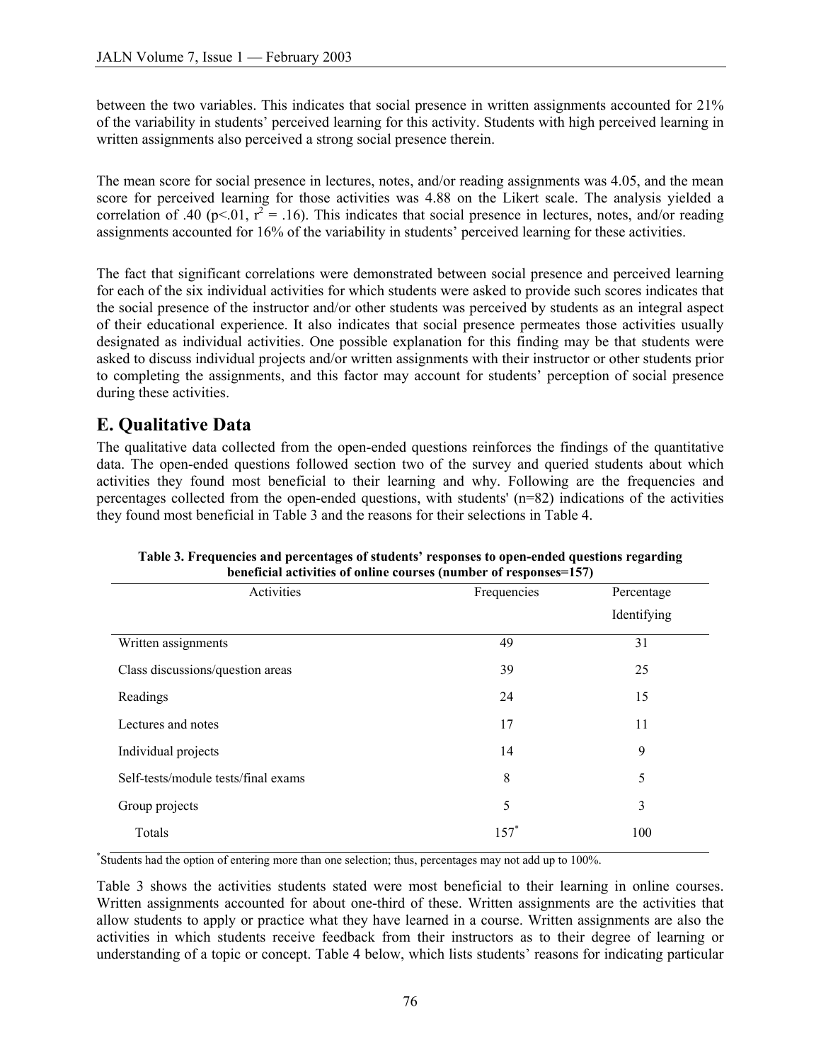between the two variables. This indicates that social presence in written assignments accounted for 21% of the variability in students' perceived learning for this activity. Students with high perceived learning in written assignments also perceived a strong social presence therein.

The mean score for social presence in lectures, notes, and/or reading assignments was 4.05, and the mean score for perceived learning for those activities was 4.88 on the Likert scale. The analysis yielded a correlation of .40 ($p<.01$, $r^2 = .16$). This indicates that social presence in lectures, notes, and/or reading assignments accounted for 16% of the variability in students' perceived learning for these activities.

The fact that significant correlations were demonstrated between social presence and perceived learning for each of the six individual activities for which students were asked to provide such scores indicates that the social presence of the instructor and/or other students was perceived by students as an integral aspect of their educational experience. It also indicates that social presence permeates those activities usually designated as individual activities. One possible explanation for this finding may be that students were asked to discuss individual projects and/or written assignments with their instructor or other students prior to completing the assignments, and this factor may account for students' perception of social presence during these activities.

## E. Qualitative Data

The qualitative data collected from the open-ended questions reinforces the findings of the quantitative data. The open-ended questions followed section two of the survey and queried students about which activities they found most beneficial to their learning and why. Following are the frequencies and percentages collected from the open-ended questions, with students' (n=82) indications of the activities they found most beneficial in Table 3 and the reasons for their selections in Table 4.

**Table 3. Frequencies and percentages of students' responses to open-ended questions regarding beneficial activities of online courses (number of responses=157)**

| Activities | Frequencies | Percentage Identifying |
|---|---|---|
| Written assignments | 49 | 31 |
| Class discussions/question areas | 39 | 25 |
| Readings | 24 | 15 |
| Lectures and notes | 17 | 11 |
| Individual projects | 14 | 9 |
| Self-tests/module tests/final exams | 8 | 5 |
| Group projects | 5 | 3 |
| Totals | 157* | 100 |

*Students had the option of entering more than one selection; thus, percentages may not add up to 100%.

Table 3 shows the activities students stated were most beneficial to their learning in online courses. Written assignments accounted for about one-third of these. Written assignments are the activities that allow students to apply or practice what they have learned in a course. Written assignments are also the activities in which students receive feedback from their instructors as to their degree of learning or understanding of a topic or concept. Table 4 below, which lists students' reasons for indicating particular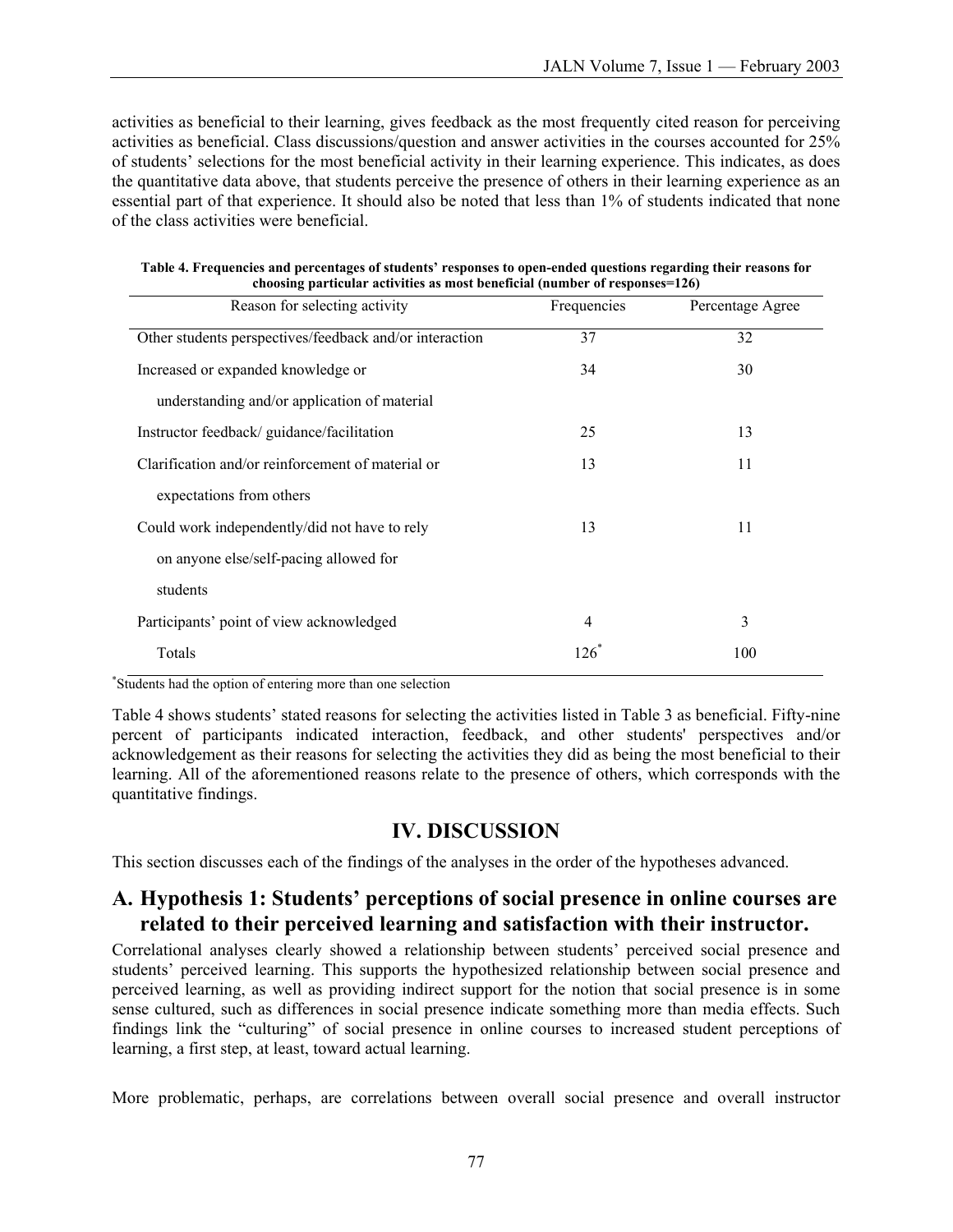activities as beneficial to their learning, gives feedback as the most frequently cited reason for perceiving activities as beneficial. Class discussions/question and answer activities in the courses accounted for 25% of students' selections for the most beneficial activity in their learning experience. This indicates, as does the quantitative data above, that students perceive the presence of others in their learning experience as an essential part of that experience. It should also be noted that less than 1% of students indicated that none of the class activities were beneficial.

**Table 4. Frequencies and percentages of students' responses to open-ended questions regarding their reasons for choosing particular activities as most beneficial (number of responses=126)**

| Reason for selecting activity | Frequencies | Percentage Agree |
|---|---|---|
| Other students perspectives/feedback and/or interaction | 37 | 32 |
| Increased or expanded knowledge or understanding and/or application of material | 34 | 30 |
| Instructor feedback/ guidance/facilitation | 25 | 13 |
| Clarification and/or reinforcement of material or expectations from others | 13 | 11 |
| Could work independently/did not have to rely on anyone else/self-pacing allowed for students | 13 | 11 |
| Participants' point of view acknowledged | 4 | 3 |
| Totals | 126* | 100 |

*Students had the option of entering more than one selection

Table 4 shows students' stated reasons for selecting the activities listed in Table 3 as beneficial. Fifty-nine percent of participants indicated interaction, feedback, and other students' perspectives and/or acknowledgement as their reasons for selecting the activities they did as being the most beneficial to their learning. All of the aforementioned reasons relate to the presence of others, which corresponds with the quantitative findings.

# IV. DISCUSSION

This section discusses each of the findings of the analyses in the order of the hypotheses advanced.

## A. Hypothesis 1: Students' perceptions of social presence in online courses are related to their perceived learning and satisfaction with their instructor.

Correlational analyses clearly showed a relationship between students' perceived social presence and students' perceived learning. This supports the hypothesized relationship between social presence and perceived learning, as well as providing indirect support for the notion that social presence is in some sense cultured, such as differences in social presence indicate something more than media effects. Such findings link the "culturing" of social presence in online courses to increased student perceptions of learning, a first step, at least, toward actual learning.

More problematic, perhaps, are correlations between overall social presence and overall instructor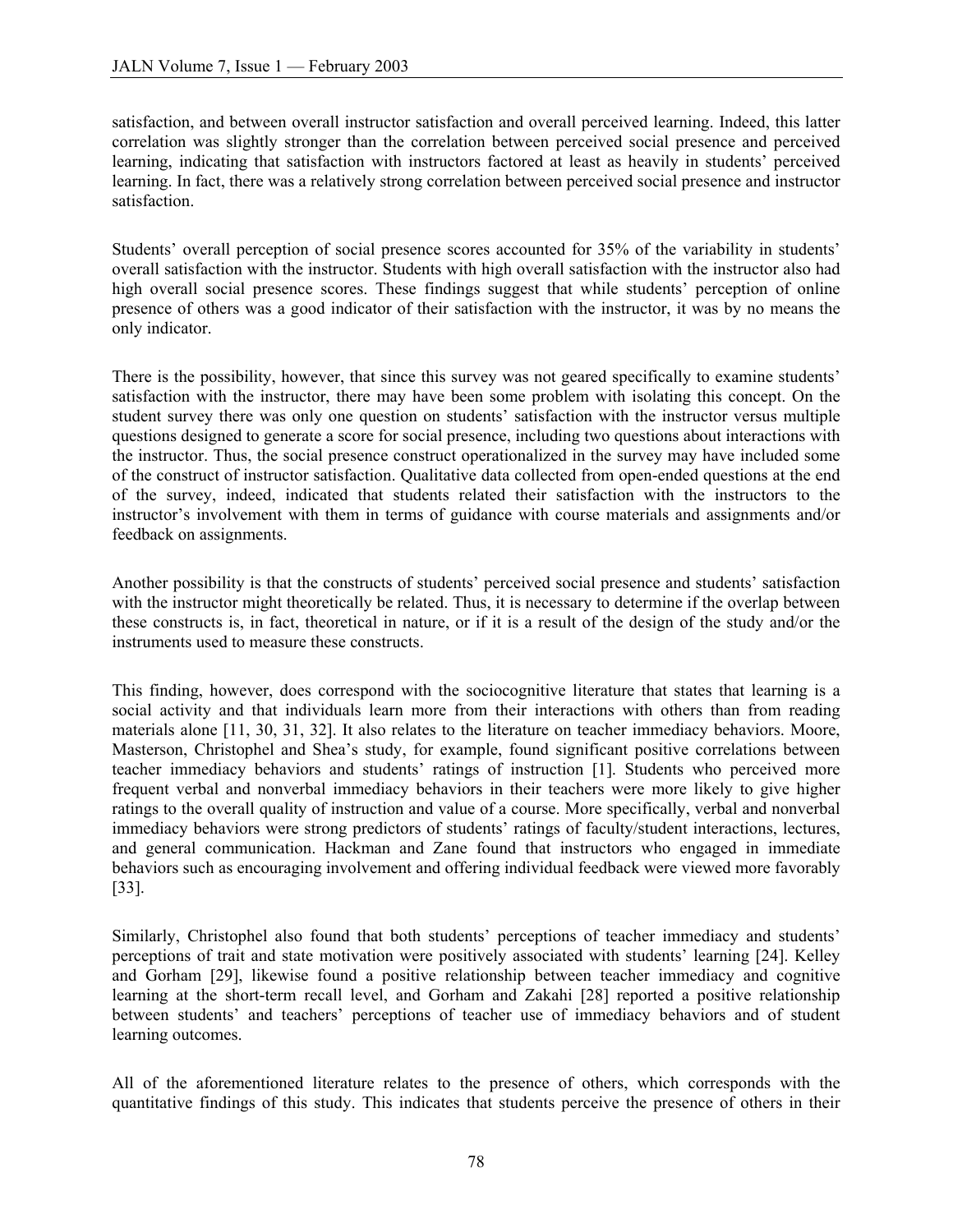satisfaction, and between overall instructor satisfaction and overall perceived learning. Indeed, this latter correlation was slightly stronger than the correlation between perceived social presence and perceived learning, indicating that satisfaction with instructors factored at least as heavily in students' perceived learning. In fact, there was a relatively strong correlation between perceived social presence and instructor satisfaction.

Students' overall perception of social presence scores accounted for 35% of the variability in students' overall satisfaction with the instructor. Students with high overall satisfaction with the instructor also had high overall social presence scores. These findings suggest that while students' perception of online presence of others was a good indicator of their satisfaction with the instructor, it was by no means the only indicator.

There is the possibility, however, that since this survey was not geared specifically to examine students' satisfaction with the instructor, there may have been some problem with isolating this concept. On the student survey there was only one question on students' satisfaction with the instructor versus multiple questions designed to generate a score for social presence, including two questions about interactions with the instructor. Thus, the social presence construct operationalized in the survey may have included some of the construct of instructor satisfaction. Qualitative data collected from open-ended questions at the end of the survey, indeed, indicated that students related their satisfaction with the instructors to the instructor's involvement with them in terms of guidance with course materials and assignments and/or feedback on assignments.

Another possibility is that the constructs of students' perceived social presence and students' satisfaction with the instructor might theoretically be related. Thus, it is necessary to determine if the overlap between these constructs is, in fact, theoretical in nature, or if it is a result of the design of the study and/or the instruments used to measure these constructs.

This finding, however, does correspond with the sociocognitive literature that states that learning is a social activity and that individuals learn more from their interactions with others than from reading materials alone [11, 30, 31, 32]. It also relates to the literature on teacher immediacy behaviors. Moore, Masterson, Christophel and Shea's study, for example, found significant positive correlations between teacher immediacy behaviors and students' ratings of instruction [1]. Students who perceived more frequent verbal and nonverbal immediacy behaviors in their teachers were more likely to give higher ratings to the overall quality of instruction and value of a course. More specifically, verbal and nonverbal immediacy behaviors were strong predictors of students' ratings of faculty/student interactions, lectures, and general communication. Hackman and Zane found that instructors who engaged in immediate behaviors such as encouraging involvement and offering individual feedback were viewed more favorably [33].

Similarly, Christophel also found that both students' perceptions of teacher immediacy and students' perceptions of trait and state motivation were positively associated with students' learning [24]. Kelley and Gorham [29], likewise found a positive relationship between teacher immediacy and cognitive learning at the short-term recall level, and Gorham and Zakahi [28] reported a positive relationship between students' and teachers' perceptions of teacher use of immediacy behaviors and of student learning outcomes.

All of the aforementioned literature relates to the presence of others, which corresponds with the quantitative findings of this study. This indicates that students perceive the presence of others in their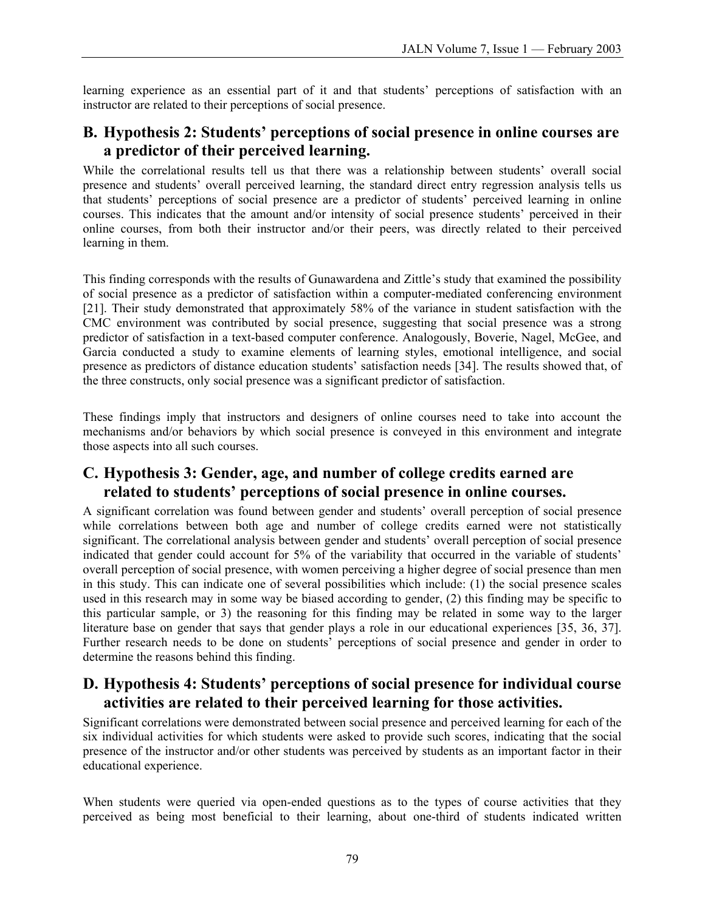learning experience as an essential part of it and that students' perceptions of satisfaction with an instructor are related to their perceptions of social presence.

## B. Hypothesis 2: Students' perceptions of social presence in online courses are a predictor of their perceived learning.

While the correlational results tell us that there was a relationship between students' overall social presence and students' overall perceived learning, the standard direct entry regression analysis tells us that students' perceptions of social presence are a predictor of students' perceived learning in online courses. This indicates that the amount and/or intensity of social presence students' perceived in their online courses, from both their instructor and/or their peers, was directly related to their perceived learning in them.

This finding corresponds with the results of Gunawardena and Zittle's study that examined the possibility of social presence as a predictor of satisfaction within a computer-mediated conferencing environment [21]. Their study demonstrated that approximately 58% of the variance in student satisfaction with the CMC environment was contributed by social presence, suggesting that social presence was a strong predictor of satisfaction in a text-based computer conference. Analogously, Boverie, Nagel, McGee, and Garcia conducted a study to examine elements of learning styles, emotional intelligence, and social presence as predictors of distance education students' satisfaction needs [34]. The results showed that, of the three constructs, only social presence was a significant predictor of satisfaction.

These findings imply that instructors and designers of online courses need to take into account the mechanisms and/or behaviors by which social presence is conveyed in this environment and integrate those aspects into all such courses.

## C. Hypothesis 3: Gender, age, and number of college credits earned are related to students' perceptions of social presence in online courses.

A significant correlation was found between gender and students' overall perception of social presence while correlations between both age and number of college credits earned were not statistically significant. The correlational analysis between gender and students' overall perception of social presence indicated that gender could account for 5% of the variability that occurred in the variable of students' overall perception of social presence, with women perceiving a higher degree of social presence than men in this study. This can indicate one of several possibilities which include: (1) the social presence scales used in this research may in some way be biased according to gender, (2) this finding may be specific to this particular sample, or 3) the reasoning for this finding may be related in some way to the larger literature base on gender that says that gender plays a role in our educational experiences [35, 36, 37]. Further research needs to be done on students' perceptions of social presence and gender in order to determine the reasons behind this finding.

## D. Hypothesis 4: Students' perceptions of social presence for individual course activities are related to their perceived learning for those activities.

Significant correlations were demonstrated between social presence and perceived learning for each of the six individual activities for which students were asked to provide such scores, indicating that the social presence of the instructor and/or other students was perceived by students as an important factor in their educational experience.

When students were queried via open-ended questions as to the types of course activities that they perceived as being most beneficial to their learning, about one-third of students indicated written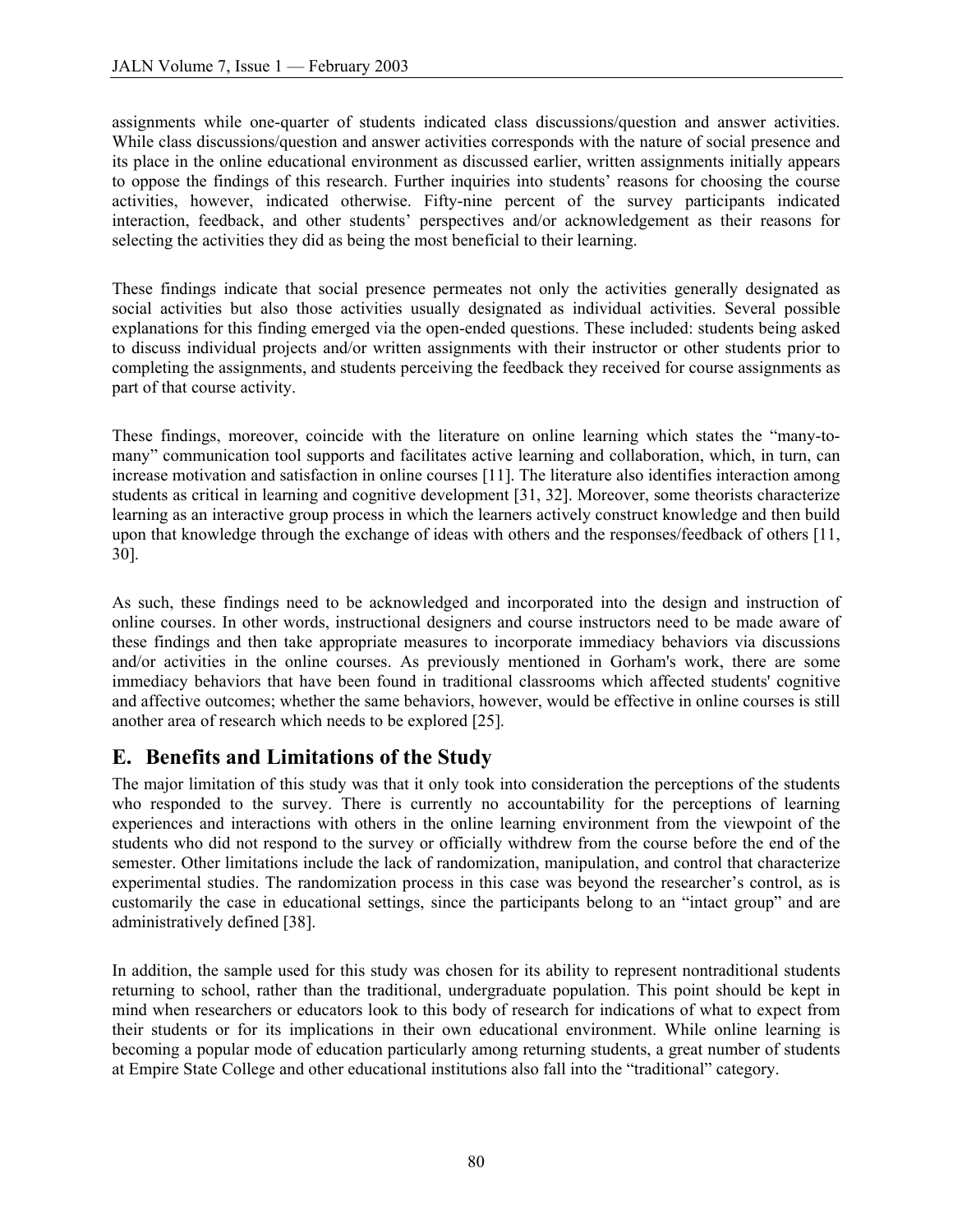assignments while one-quarter of students indicated class discussions/question and answer activities. While class discussions/question and answer activities corresponds with the nature of social presence and its place in the online educational environment as discussed earlier, written assignments initially appears to oppose the findings of this research. Further inquiries into students' reasons for choosing the course activities, however, indicated otherwise. Fifty-nine percent of the survey participants indicated interaction, feedback, and other students' perspectives and/or acknowledgement as their reasons for selecting the activities they did as being the most beneficial to their learning.

These findings indicate that social presence permeates not only the activities generally designated as social activities but also those activities usually designated as individual activities. Several possible explanations for this finding emerged via the open-ended questions. These included: students being asked to discuss individual projects and/or written assignments with their instructor or other students prior to completing the assignments, and students perceiving the feedback they received for course assignments as part of that course activity.

These findings, moreover, coincide with the literature on online learning which states the "many-to-many" communication tool supports and facilitates active learning and collaboration, which, in turn, can increase motivation and satisfaction in online courses [11]. The literature also identifies interaction among students as critical in learning and cognitive development [31, 32]. Moreover, some theorists characterize learning as an interactive group process in which the learners actively construct knowledge and then build upon that knowledge through the exchange of ideas with others and the responses/feedback of others [11, 30].

As such, these findings need to be acknowledged and incorporated into the design and instruction of online courses. In other words, instructional designers and course instructors need to be made aware of these findings and then take appropriate measures to incorporate immediacy behaviors via discussions and/or activities in the online courses. As previously mentioned in Gorham's work, there are some immediacy behaviors that have been found in traditional classrooms which affected students' cognitive and affective outcomes; whether the same behaviors, however, would be effective in online courses is still another area of research which needs to be explored [25].

## E. Benefits and Limitations of the Study

The major limitation of this study was that it only took into consideration the perceptions of the students who responded to the survey. There is currently no accountability for the perceptions of learning experiences and interactions with others in the online learning environment from the viewpoint of the students who did not respond to the survey or officially withdrew from the course before the end of the semester. Other limitations include the lack of randomization, manipulation, and control that characterize experimental studies. The randomization process in this case was beyond the researcher's control, as is customarily the case in educational settings, since the participants belong to an "intact group" and are administratively defined [38].

In addition, the sample used for this study was chosen for its ability to represent nontraditional students returning to school, rather than the traditional, undergraduate population. This point should be kept in mind when researchers or educators look to this body of research for indications of what to expect from their students or for its implications in their own educational environment. While online learning is becoming a popular mode of education particularly among returning students, a great number of students at Empire State College and other educational institutions also fall into the "traditional" category.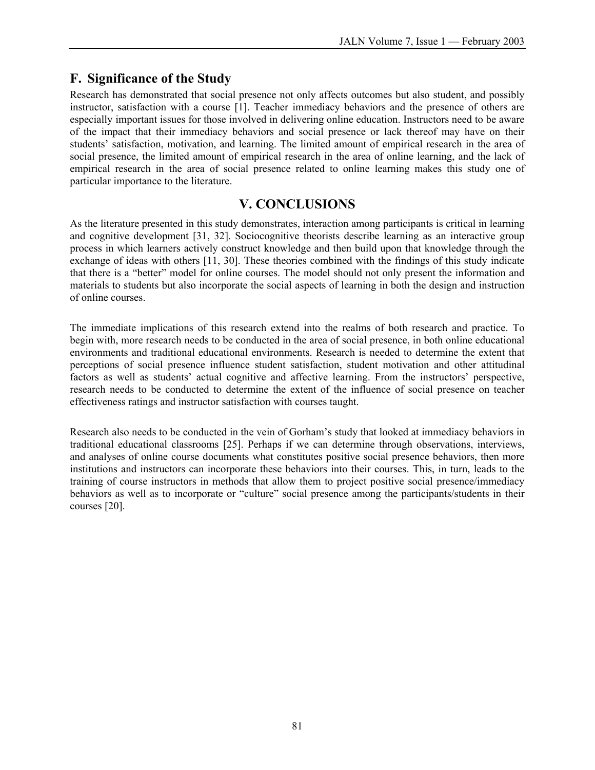### F. Significance of the Study

Research has demonstrated that social presence not only affects outcomes but also student, and possibly instructor, satisfaction with a course [1]. Teacher immediacy behaviors and the presence of others are especially important issues for those involved in delivering online education. Instructors need to be aware of the impact that their immediacy behaviors and social presence or lack thereof may have on their students' satisfaction, motivation, and learning. The limited amount of empirical research in the area of social presence, the limited amount of empirical research in the area of online learning, and the lack of empirical research in the area of social presence related to online learning makes this study one of particular importance to the literature.

## V. CONCLUSIONS

As the literature presented in this study demonstrates, interaction among participants is critical in learning and cognitive development [31, 32]. Sociocognitive theorists describe learning as an interactive group process in which learners actively construct knowledge and then build upon that knowledge through the exchange of ideas with others [11, 30]. These theories combined with the findings of this study indicate that there is a "better" model for online courses. The model should not only present the information and materials to students but also incorporate the social aspects of learning in both the design and instruction of online courses.

The immediate implications of this research extend into the realms of both research and practice. To begin with, more research needs to be conducted in the area of social presence, in both online educational environments and traditional educational environments. Research is needed to determine the extent that perceptions of social presence influence student satisfaction, student motivation and other attitudinal factors as well as students' actual cognitive and affective learning. From the instructors' perspective, research needs to be conducted to determine the extent of the influence of social presence on teacher effectiveness ratings and instructor satisfaction with courses taught.

Research also needs to be conducted in the vein of Gorham's study that looked at immediacy behaviors in traditional educational classrooms [25]. Perhaps if we can determine through observations, interviews, and analyses of online course documents what constitutes positive social presence behaviors, then more institutions and instructors can incorporate these behaviors into their courses. This, in turn, leads to the training of course instructors in methods that allow them to project positive social presence/immediacy behaviors as well as to incorporate or "culture" social presence among the participants/students in their courses [20].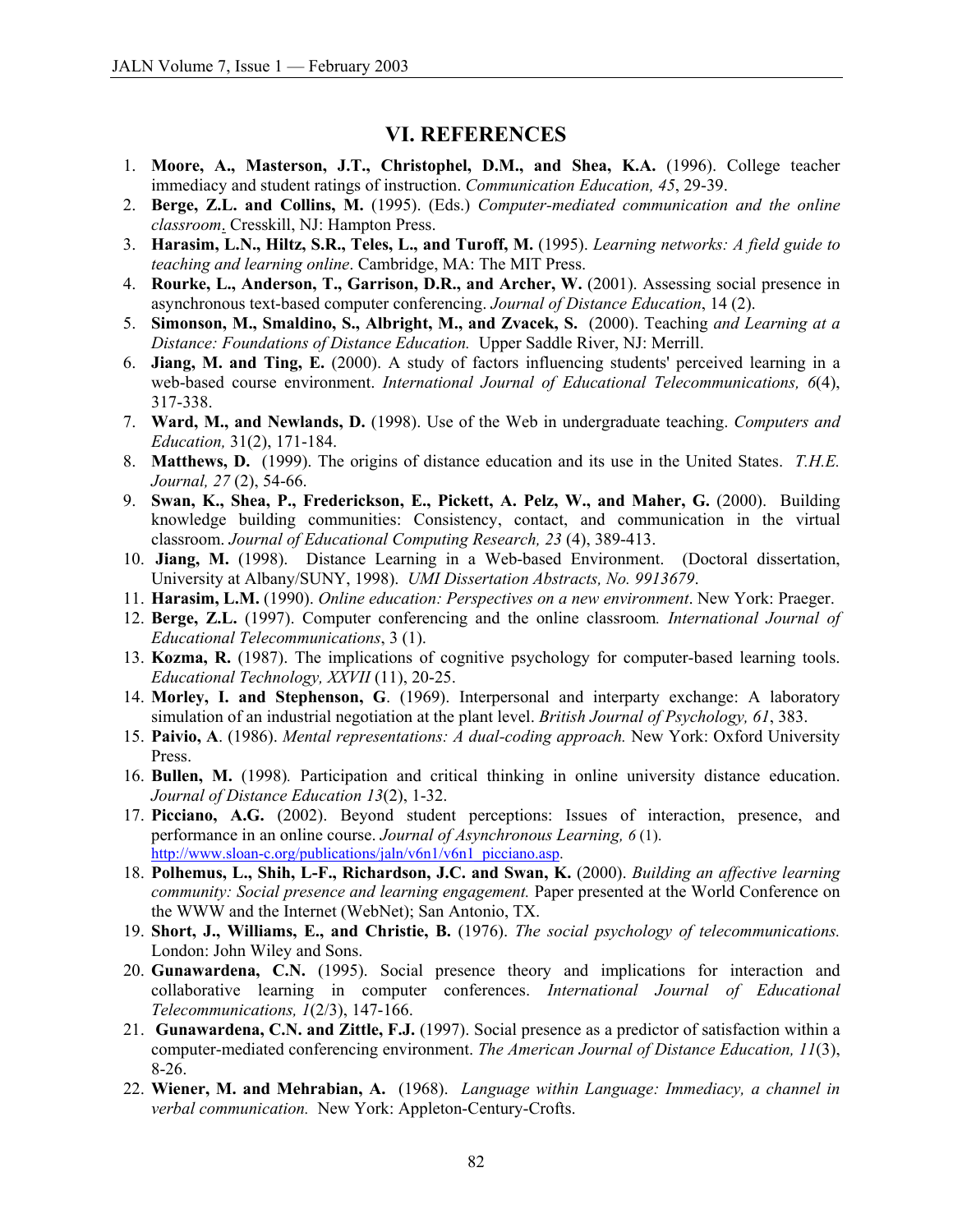## VI. REFERENCES

1. **Moore, A., Masterson, J.T., Christophel, D.M., and Shea, K.A.** (1996). College teacher immediacy and student ratings of instruction. *Communication Education, 45*, 29-39.
2. **Berge, Z.L. and Collins, M.** (1995). (Eds.) *Computer-mediated communication and the online classroom*. Cresskill, NJ: Hampton Press.
3. **Harasim, L.N., Hiltz, S.R., Teles, L., and Turoff, M.** (1995). *Learning networks: A field guide to teaching and learning online*. Cambridge, MA: The MIT Press.
4. **Rourke, L., Anderson, T., Garrison, D.R., and Archer, W.** (2001). Assessing social presence in asynchronous text-based computer conferencing. *Journal of Distance Education*, 14 (2).
5. **Simonson, M., Smaldino, S., Albright, M., and Zvacek, S.** (2000). Teaching *and Learning at a Distance: Foundations of Distance Education.* Upper Saddle River, NJ: Merrill.
6. **Jiang, M. and Ting, E.** (2000). A study of factors influencing students' perceived learning in a web-based course environment. *International Journal of Educational Telecommunications, 6*(4), 317-338.
7. **Ward, M., and Newlands, D.** (1998). Use of the Web in undergraduate teaching. *Computers and Education,* 31(2), 171-184.
8. **Matthews, D.** (1999). The origins of distance education and its use in the United States. *T.H.E. Journal, 27* (2), 54-66.
9. **Swan, K., Shea, P., Frederickson, E., Pickett, A. Pelz, W., and Maher, G.** (2000). Building knowledge building communities: Consistency, contact, and communication in the virtual classroom. *Journal of Educational Computing Research, 23* (4), 389-413.
10. **Jiang, M.** (1998). Distance Learning in a Web-based Environment. (Doctoral dissertation, University at Albany/SUNY, 1998). *UMI Dissertation Abstracts, No. 9913679*.
11. **Harasim, L.M.** (1990). *Online education: Perspectives on a new environment*. New York: Praeger.
12. **Berge, Z.L.** (1997). Computer conferencing and the online classroom. *International Journal of Educational Telecommunications*, 3 (1).
13. **Kozma, R.** (1987). The implications of cognitive psychology for computer-based learning tools. *Educational Technology, XXVII* (11), 20-25.
14. **Morley, I. and Stephenson, G**. (1969). Interpersonal and interparty exchange: A laboratory simulation of an industrial negotiation at the plant level. *British Journal of Psychology, 61*, 383.
15. **Paivio, A**. (1986). *Mental representations: A dual-coding approach.* New York: Oxford University Press.
16. **Bullen, M.** (1998). Participation and critical thinking in online university distance education. *Journal of Distance Education 13*(2), 1-32.
17. **Picciano, A.G.** (2002). Beyond student perceptions: Issues of interaction, presence, and performance in an online course. *Journal of Asynchronous Learning, 6* (1). http://www.sloan-c.org/publications/jaln/v6n1/v6n1_picciano.asp.
18. **Polhemus, L., Shih, L-F., Richardson, J.C. and Swan, K.** (2000). *Building an affective learning community: Social presence and learning engagement.* Paper presented at the World Conference on the WWW and the Internet (WebNet); San Antonio, TX.
19. **Short, J., Williams, E., and Christie, B.** (1976). *The social psychology of telecommunications.* London: John Wiley and Sons.
20. **Gunawardena, C.N.** (1995). Social presence theory and implications for interaction and collaborative learning in computer conferences. *International Journal of Educational Telecommunications, 1*(2/3), 147-166.
21. **Gunawardena, C.N. and Zittle, F.J.** (1997). Social presence as a predictor of satisfaction within a computer-mediated conferencing environment. *The American Journal of Distance Education, 11*(3), 8-26.
22. **Wiener, M. and Mehrabian, A.** (1968). *Language within Language: Immediacy, a channel in verbal communication.* New York: Appleton-Century-Crofts.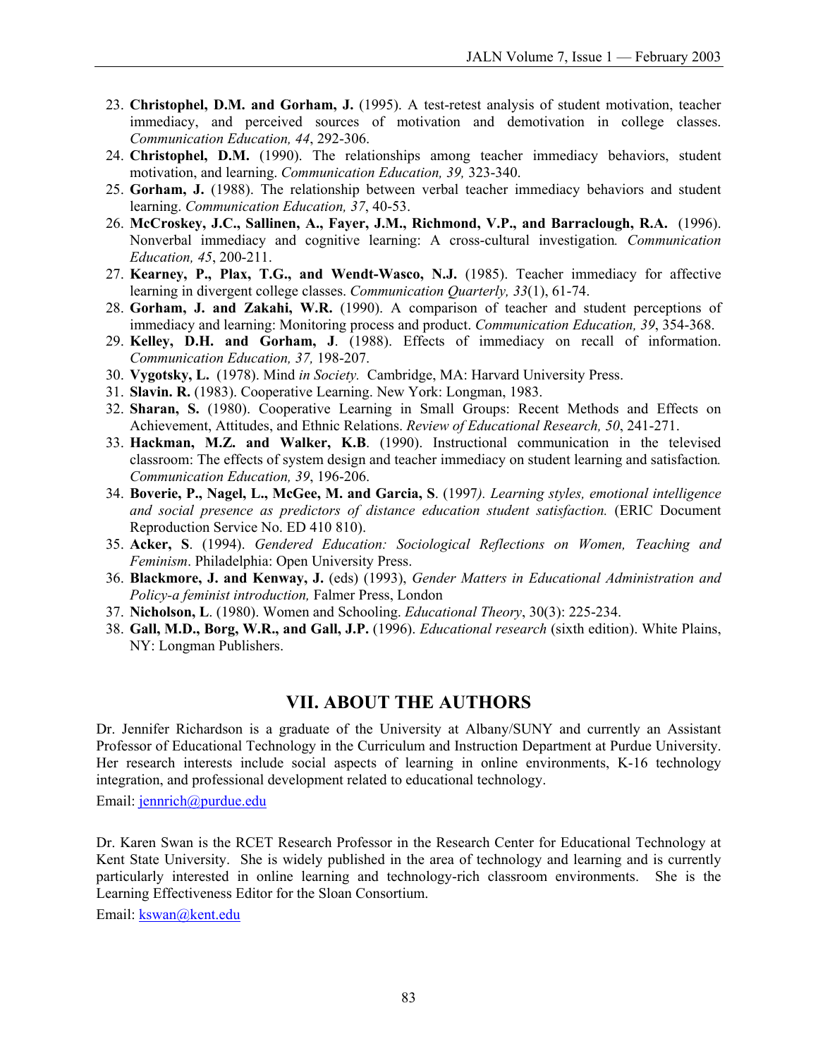23. **Christophel, D.M. and Gorham, J.** (1995). A test-retest analysis of student motivation, teacher immediacy, and perceived sources of motivation and demotivation in college classes. *Communication Education, 44*, 292-306.
24. **Christophel, D.M.** (1990). The relationships among teacher immediacy behaviors, student motivation, and learning. *Communication Education, 39,* 323-340.
25. **Gorham, J.** (1988). The relationship between verbal teacher immediacy behaviors and student learning. *Communication Education, 37*, 40-53.
26. **McCroskey, J.C., Sallinen, A., Fayer, J.M., Richmond, V.P., and Barraclough, R.A.** (1996). Nonverbal immediacy and cognitive learning: A cross-cultural investigation*.* *Communication Education, 45*, 200-211.
27. **Kearney, P., Plax, T.G., and Wendt-Wasco, N.J.** (1985). Teacher immediacy for affective learning in divergent college classes. *Communication Quarterly, 33*(1), 61-74.
28. **Gorham, J. and Zakahi, W.R.** (1990). A comparison of teacher and student perceptions of immediacy and learning: Monitoring process and product. *Communication Education, 39*, 354-368.
29. **Kelley, D.H. and Gorham, J**. (1988). Effects of immediacy on recall of information. *Communication Education, 37,* 198-207.
30. **Vygotsky, L.** (1978). Mind *in Society.* Cambridge, MA: Harvard University Press.
31. **Slavin. R.** (1983). Cooperative Learning. New York: Longman, 1983.
32. **Sharan, S.** (1980). Cooperative Learning in Small Groups: Recent Methods and Effects on Achievement, Attitudes, and Ethnic Relations. *Review of Educational Research, 50*, 241-271.
33. **Hackman, M.Z. and Walker, K.B**. (1990). Instructional communication in the televised classroom: The effects of system design and teacher immediacy on student learning and satisfaction*.* *Communication Education, 39*, 196-206.
34. **Boverie, P., Nagel, L., McGee, M. and Garcia, S**. (1997*). Learning styles, emotional intelligence and social presence as predictors of distance education student satisfaction.* (ERIC Document Reproduction Service No. ED 410 810).
35. **Acker, S**. (1994). *Gendered Education: Sociological Reflections on Women, Teaching and Feminism*. Philadelphia: Open University Press.
36. **Blackmore, J. and Kenway, J.** (eds) (1993), *Gender Matters in Educational Administration and Policy-a feminist introduction,* Falmer Press, London
37. **Nicholson, L**. (1980). Women and Schooling. *Educational Theory*, 30(3): 225-234.
38. **Gall, M.D., Borg, W.R., and Gall, J.P.** (1996). *Educational research* (sixth edition). White Plains, NY: Longman Publishers.

## VII. ABOUT THE AUTHORS

Dr. Jennifer Richardson is a graduate of the University at Albany/SUNY and currently an Assistant Professor of Educational Technology in the Curriculum and Instruction Department at Purdue University. Her research interests include social aspects of learning in online environments, K-16 technology integration, and professional development related to educational technology.

Email: jennrich@purdue.edu

Dr. Karen Swan is the RCET Research Professor in the Research Center for Educational Technology at Kent State University. She is widely published in the area of technology and learning and is currently particularly interested in online learning and technology-rich classroom environments. She is the Learning Effectiveness Editor for the Sloan Consortium.

Email: kswan@kent.edu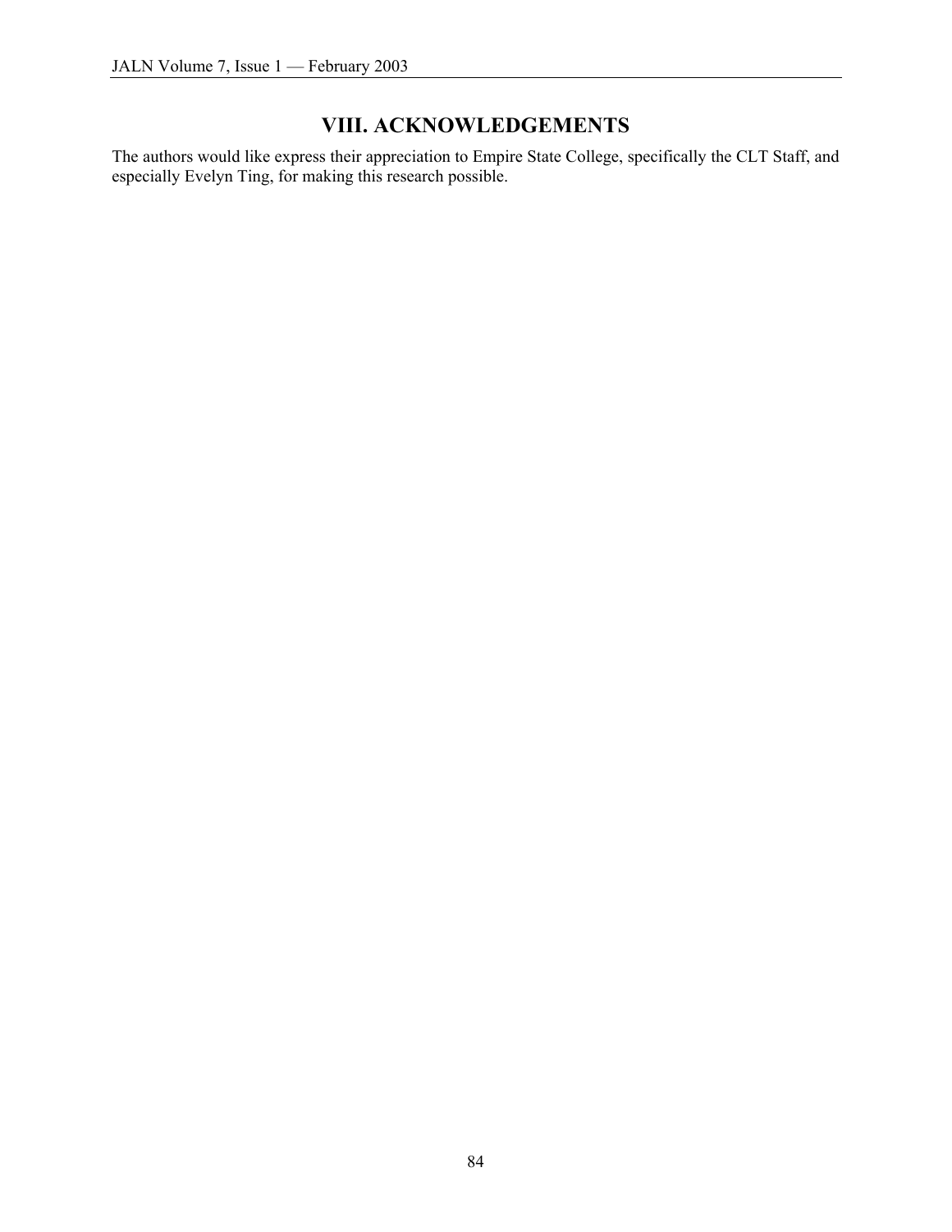## VIII. ACKNOWLEDGEMENTS

The authors would like express their appreciation to Empire State College, specifically the CLT Staff, and especially Evelyn Ting, for making this research possible.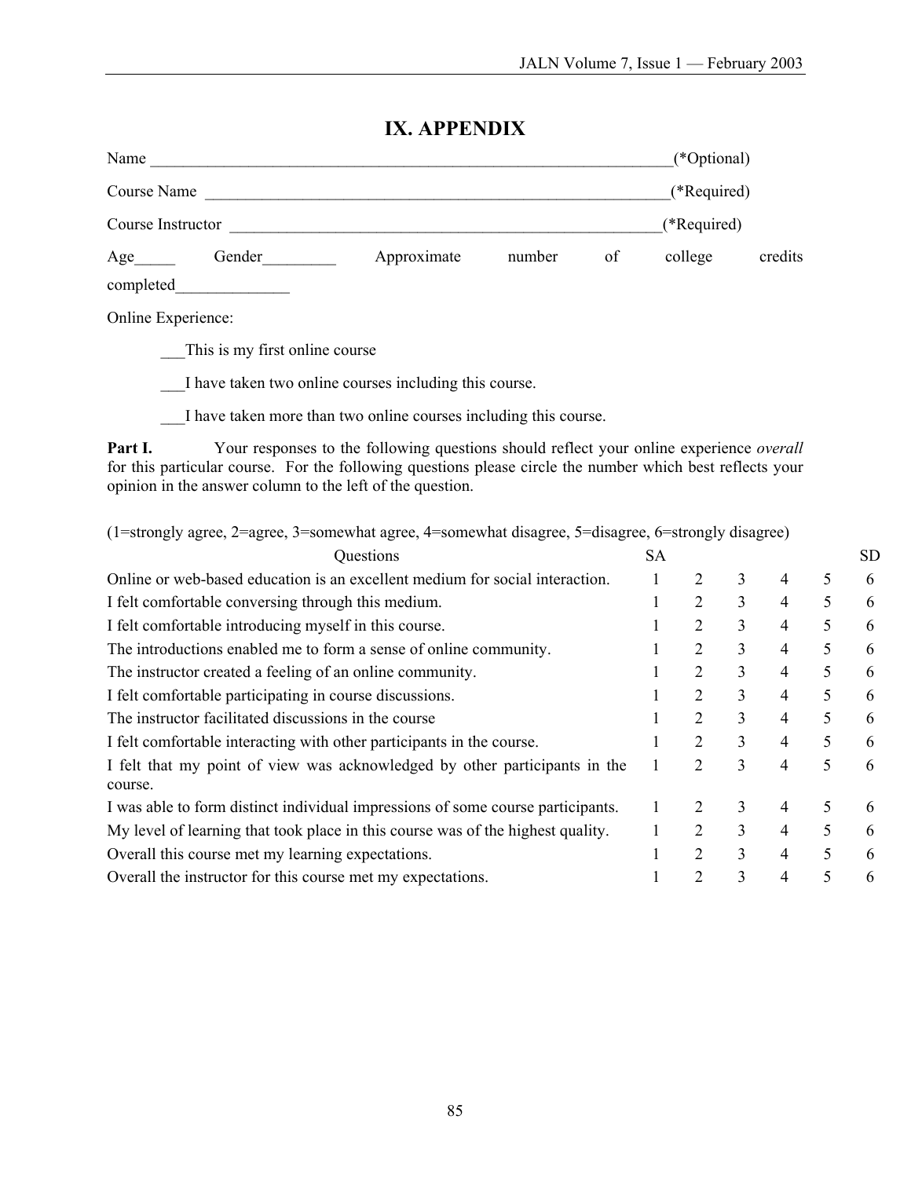# IX. APPENDIX

Name ________________________________________________________________(*Optional)

Course Name _________________________________________________________(*Required)

Course Instructor ____________________________________________________(*Required)

Age_____ Gender_________ Approximate number of college credits completed______________

Online Experience:

___This is my first online course

___I have taken two online courses including this course.

___I have taken more than two online courses including this course.

**Part I.** Your responses to the following questions should reflect your online experience *overall* for this particular course. For the following questions please circle the number which best reflects your opinion in the answer column to the left of the question.

(1=strongly agree, 2=agree, 3=somewhat agree, 4=somewhat disagree, 5=disagree, 6=strongly disagree)

| Questions | SA | | | | | SD |
|---|---|---|---|---|---|---|
| Online or web-based education is an excellent medium for social interaction. | 1 | 2 | 3 | 4 | 5 | 6 |
| I felt comfortable conversing through this medium. | 1 | 2 | 3 | 4 | 5 | 6 |
| I felt comfortable introducing myself in this course. | 1 | 2 | 3 | 4 | 5 | 6 |
| The introductions enabled me to form a sense of online community. | 1 | 2 | 3 | 4 | 5 | 6 |
| The instructor created a feeling of an online community. | 1 | 2 | 3 | 4 | 5 | 6 |
| I felt comfortable participating in course discussions. | 1 | 2 | 3 | 4 | 5 | 6 |
| The instructor facilitated discussions in the course | 1 | 2 | 3 | 4 | 5 | 6 |
| I felt comfortable interacting with other participants in the course. | 1 | 2 | 3 | 4 | 5 | 6 |
| I felt that my point of view was acknowledged by other participants in the course. | 1 | 2 | 3 | 4 | 5 | 6 |
| I was able to form distinct individual impressions of some course participants. | 1 | 2 | 3 | 4 | 5 | 6 |
| My level of learning that took place in this course was of the highest quality. | 1 | 2 | 3 | 4 | 5 | 6 |
| Overall this course met my learning expectations. | 1 | 2 | 3 | 4 | 5 | 6 |
| Overall the instructor for this course met my expectations. | 1 | 2 | 3 | 4 | 5 | 6 |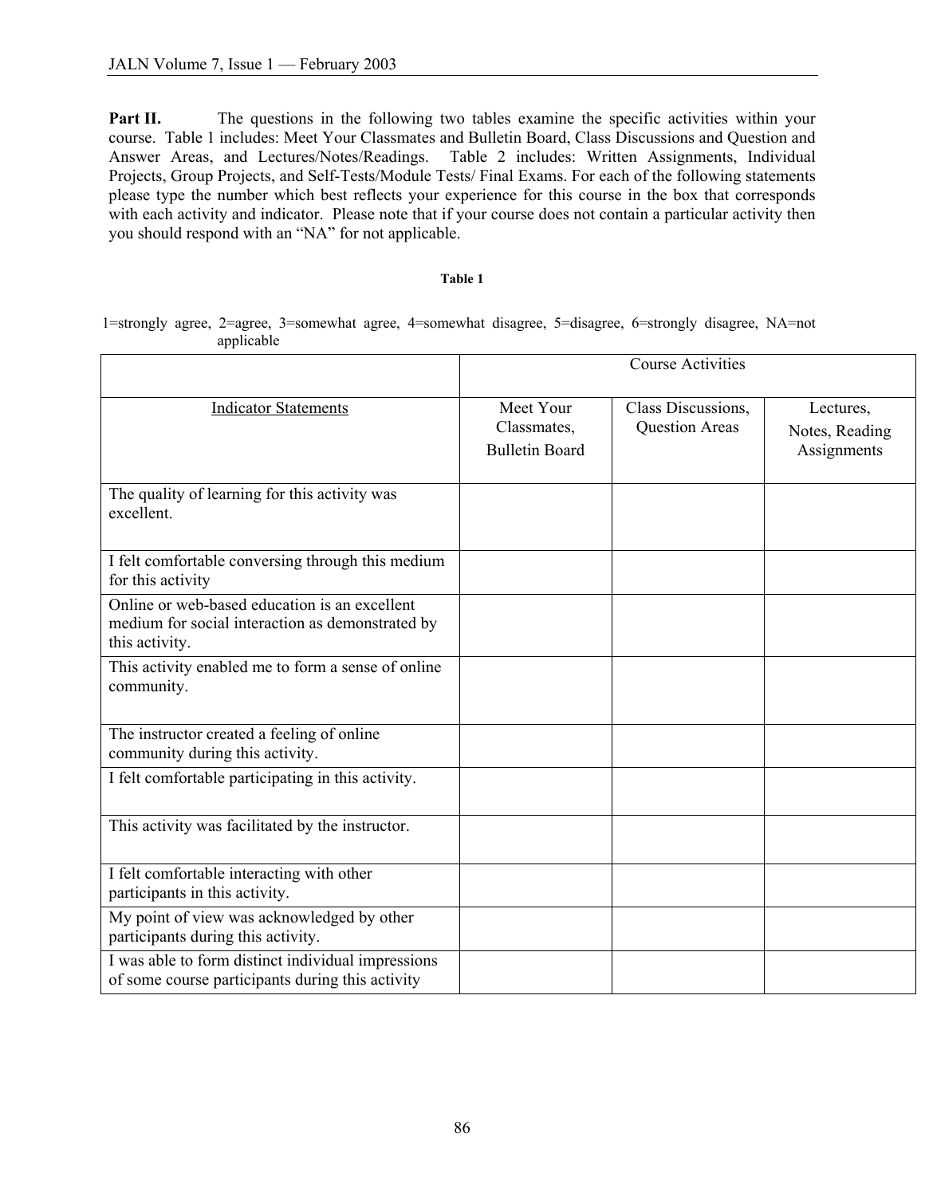**Part II.** The questions in the following two tables examine the specific activities within your course. Table 1 includes: Meet Your Classmates and Bulletin Board, Class Discussions and Question and Answer Areas, and Lectures/Notes/Readings. Table 2 includes: Written Assignments, Individual Projects, Group Projects, and Self-Tests/Module Tests/ Final Exams. For each of the following statements please type the number which best reflects your experience for this course in the box that corresponds with each activity and indicator. Please note that if your course does not contain a particular activity then you should respond with an "NA" for not applicable.

**Table 1**

1=strongly agree, 2=agree, 3=somewhat agree, 4=somewhat disagree, 5=disagree, 6=strongly disagree, NA=not applicable

| | Course Activities | | |
|---|---|---|---|
| Indicator Statements | Meet Your Classmates, Bulletin Board | Class Discussions, Question Areas | Lectures, Notes, Reading Assignments |
| The quality of learning for this activity was excellent. | | | |
| I felt comfortable conversing through this medium for this activity | | | |
| Online or web-based education is an excellent medium for social interaction as demonstrated by this activity. | | | |
| This activity enabled me to form a sense of online community. | | | |
| The instructor created a feeling of online community during this activity. | | | |
| I felt comfortable participating in this activity. | | | |
| This activity was facilitated by the instructor. | | | |
| I felt comfortable interacting with other participants in this activity. | | | |
| My point of view was acknowledged by other participants during this activity. | | | |
| I was able to form distinct individual impressions of some course participants during this activity | | | |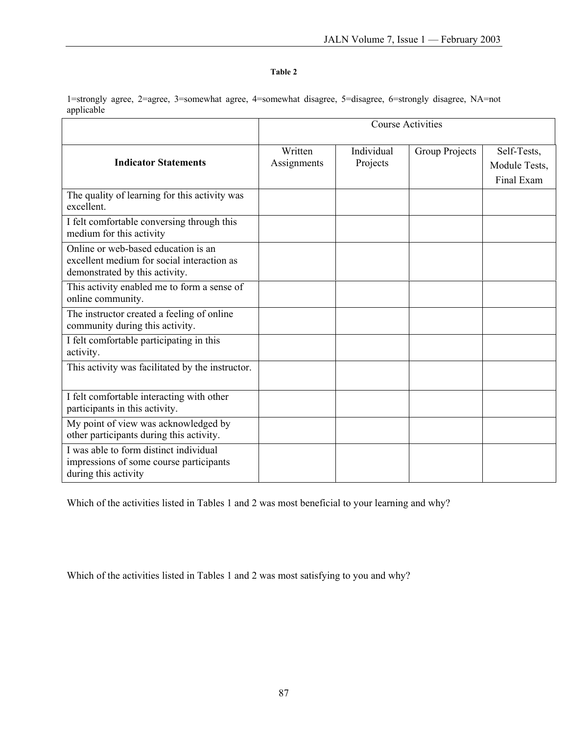**Table 2**

1=strongly agree, 2=agree, 3=somewhat agree, 4=somewhat disagree, 5=disagree, 6=strongly disagree, NA=not applicable

| | Course Activities | | | |
|---|---|---|---|---|
| **Indicator Statements** | Written Assignments | Individual Projects | Group Projects | Self-Tests, Module Tests, Final Exam |
| The quality of learning for this activity was excellent. | | | | |
| I felt comfortable conversing through this medium for this activity | | | | |
| Online or web-based education is an excellent medium for social interaction as demonstrated by this activity. | | | | |
| This activity enabled me to form a sense of online community. | | | | |
| The instructor created a feeling of online community during this activity. | | | | |
| I felt comfortable participating in this activity. | | | | |
| This activity was facilitated by the instructor. | | | | |
| I felt comfortable interacting with other participants in this activity. | | | | |
| My point of view was acknowledged by other participants during this activity. | | | | |
| I was able to form distinct individual impressions of some course participants during this activity | | | | |

Which of the activities listed in Tables 1 and 2 was most beneficial to your learning and why?

Which of the activities listed in Tables 1 and 2 was most satisfying to you and why?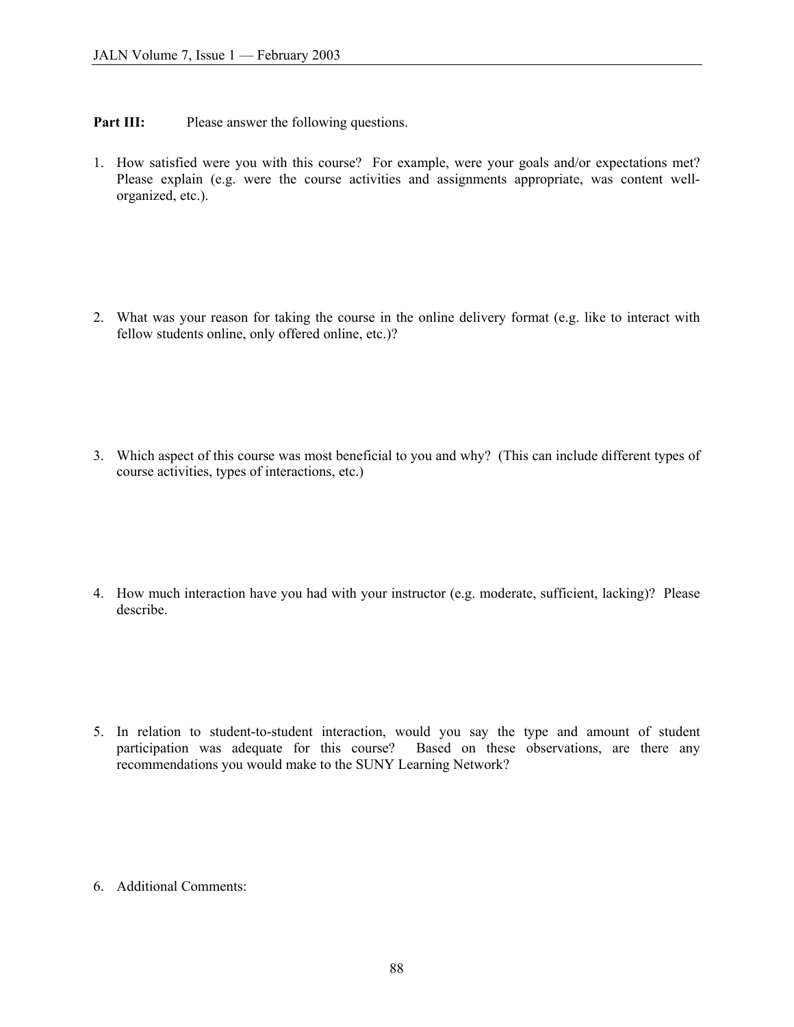**Part III:** Please answer the following questions.

1. How satisfied were you with this course? For example, were your goals and/or expectations met? Please explain (e.g. were the course activities and assignments appropriate, was content well-organized, etc.).

2. What was your reason for taking the course in the online delivery format (e.g. like to interact with fellow students online, only offered online, etc.)?

3. Which aspect of this course was most beneficial to you and why? (This can include different types of course activities, types of interactions, etc.)

4. How much interaction have you had with your instructor (e.g. moderate, sufficient, lacking)? Please describe.

5. In relation to student-to-student interaction, would you say the type and amount of student participation was adequate for this course? Based on these observations, are there any recommendations you would make to the SUNY Learning Network?

6. Additional Comments: